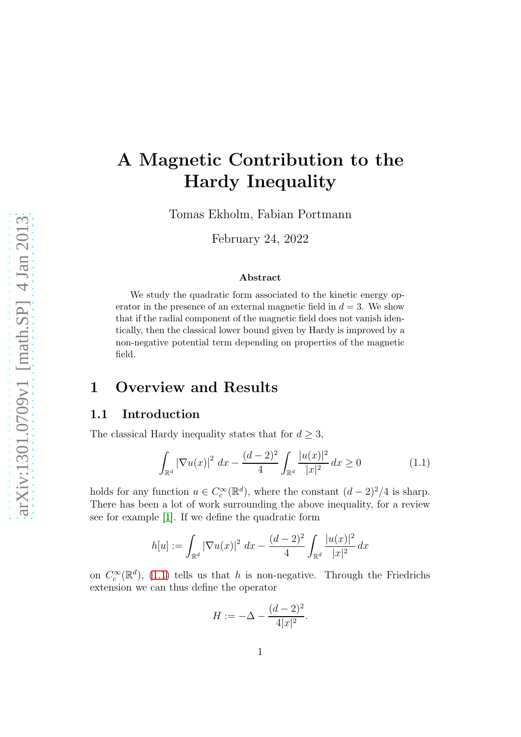# A Magnetic Contribution to the Hardy Inequality

Tomas Ekholm, Fabian Portmann

February 24, 2022

### Abstract

We study the quadratic form associated to the kinetic energy operator in the presence of an external magnetic field in $d = 3$. We show that if the radial component of the magnetic field does not vanish identically, then the classical lower bound given by Hardy is improved by a non-negative potential term depending on properties of the magnetic field.

## 1 Overview and Results

### 1.1 Introduction

The classical Hardy inequality states that for $d \geq 3$,

$$\int_{\mathbb{R}^d} |\nabla u(x)|^2 \, dx - \frac{(d-2)^2}{4} \int_{\mathbb{R}^d} \frac{|u(x)|^2}{|x|^2} \, dx \geq 0 \tag{1.1}$$

holds for any function $u \in C_c^\infty(\mathbb{R}^d)$, where the constant $(d-2)^2/4$ is sharp. There has been a lot of work surrounding the above inequality, for a review see for example [1]. If we define the quadratic form

$$h[u] := \int_{\mathbb{R}^d} |\nabla u(x)|^2 \, dx - \frac{(d-2)^2}{4} \int_{\mathbb{R}^d} \frac{|u(x)|^2}{|x|^2} \, dx$$

on $C_c^\infty(\mathbb{R}^d)$, (1.1) tells us that $h$ is non-negative. Through the Friedrichs extension we can thus define the operator

$$H := -\Delta - \frac{(d-2)^2}{4|x|^2}.$$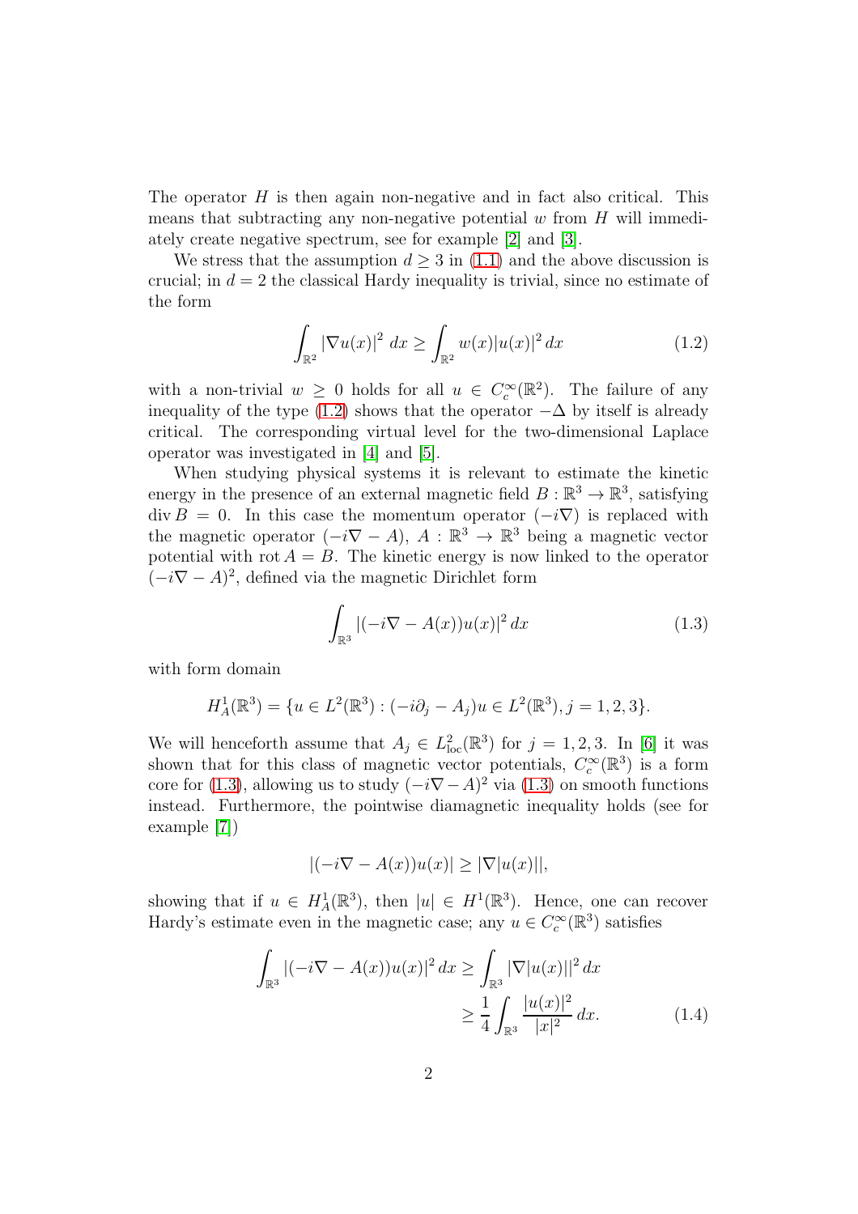The operator $H$ is then again non-negative and in fact also critical. This means that subtracting any non-negative potential $w$ from $H$ will immediately create negative spectrum, see for example [2] and [3].

We stress that the assumption $d \geq 3$ in (1.1) and the above discussion is crucial; in $d = 2$ the classical Hardy inequality is trivial, since no estimate of the form

$$\int_{\mathbb{R}^2} |\nabla u(x)|^2 \, dx \geq \int_{\mathbb{R}^2} w(x)|u(x)|^2 \, dx \tag{1.2}$$

with a non-trivial $w \geq 0$ holds for all $u \in C_c^\infty(\mathbb{R}^2)$. The failure of any inequality of the type (1.2) shows that the operator $-\Delta$ by itself is already critical. The corresponding virtual level for the two-dimensional Laplace operator was investigated in [4] and [5].

When studying physical systems it is relevant to estimate the kinetic energy in the presence of an external magnetic field $B : \mathbb{R}^3 \to \mathbb{R}^3$, satisfying $\operatorname{div} B = 0$. In this case the momentum operator $(-i\nabla)$ is replaced with the magnetic operator $(-i\nabla - A)$, $A : \mathbb{R}^3 \to \mathbb{R}^3$ being a magnetic vector potential with $\operatorname{rot} A = B$. The kinetic energy is now linked to the operator $(-i\nabla - A)^2$, defined via the magnetic Dirichlet form

$$\int_{\mathbb{R}^3} |(-i\nabla - A(x))u(x)|^2 \, dx \tag{1.3}$$

with form domain

$$H_A^1(\mathbb{R}^3) = \{u \in L^2(\mathbb{R}^3) : (-i\partial_j - A_j)u \in L^2(\mathbb{R}^3), j = 1, 2, 3\}.$$

We will henceforth assume that $A_j \in L^2_{\mathrm{loc}}(\mathbb{R}^3)$ for $j = 1, 2, 3$. In [6] it was shown that for this class of magnetic vector potentials, $C_c^\infty(\mathbb{R}^3)$ is a form core for (1.3), allowing us to study $(-i\nabla - A)^2$ via (1.3) on smooth functions instead. Furthermore, the pointwise diamagnetic inequality holds (see for example [7])

$$|(-i\nabla - A(x))u(x)| \geq |\nabla |u(x)||,$$

showing that if $u \in H_A^1(\mathbb{R}^3)$, then $|u| \in H^1(\mathbb{R}^3)$. Hence, one can recover Hardy's estimate even in the magnetic case; any $u \in C_c^\infty(\mathbb{R}^3)$ satisfies

$$\begin{aligned} \int_{\mathbb{R}^3} |(-i\nabla - A(x))u(x)|^2 \, dx &\geq \int_{\mathbb{R}^3} |\nabla |u(x)||^2 \, dx \\ &\geq \frac{1}{4} \int_{\mathbb{R}^3} \frac{|u(x)|^2}{|x|^2} \, dx. \end{aligned} \tag{1.4}$$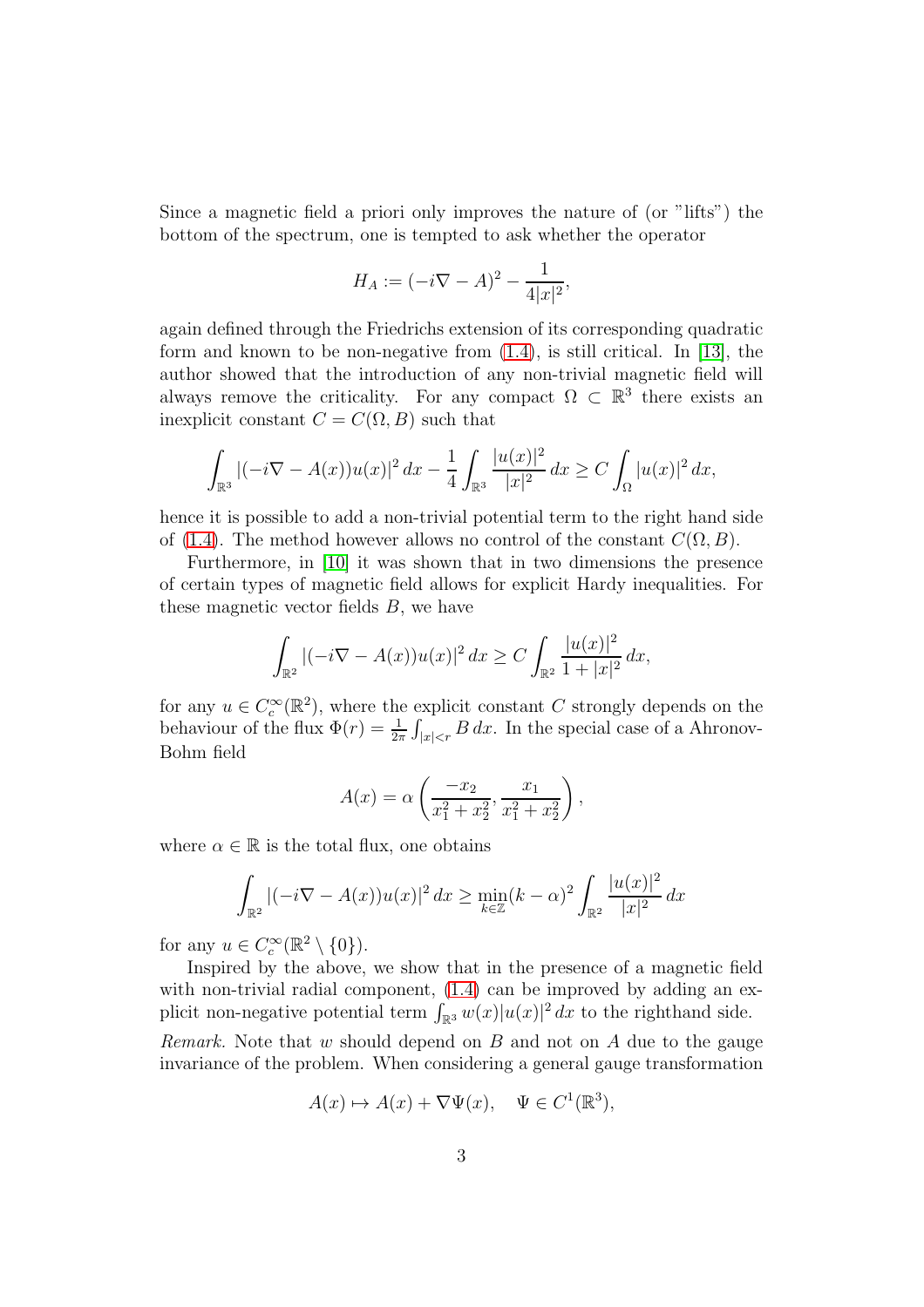Since a magnetic field a priori only improves the nature of (or "lifts") the bottom of the spectrum, one is tempted to ask whether the operator

$$H_A := (-i\nabla - A)^2 - \frac{1}{4|x|^2},$$

again defined through the Friedrichs extension of its corresponding quadratic form and known to be non-negative from (1.4), is still critical. In [13], the author showed that the introduction of any non-trivial magnetic field will always remove the criticality. For any compact $\Omega \subset \mathbb{R}^3$ there exists an inexplicit constant $C = C(\Omega, B)$ such that

$$\int_{\mathbb{R}^3} |(-i\nabla - A(x))u(x)|^2\,dx - \frac{1}{4}\int_{\mathbb{R}^3} \frac{|u(x)|^2}{|x|^2}\,dx \geq C\int_{\Omega} |u(x)|^2\,dx,$$

hence it is possible to add a non-trivial potential term to the right hand side of (1.4). The method however allows no control of the constant $C(\Omega, B)$.

Furthermore, in [10] it was shown that in two dimensions the presence of certain types of magnetic field allows for explicit Hardy inequalities. For these magnetic vector fields $B$, we have

$$\int_{\mathbb{R}^2} |(-i\nabla - A(x))u(x)|^2\,dx \geq C\int_{\mathbb{R}^2} \frac{|u(x)|^2}{1+|x|^2}\,dx,$$

for any $u \in C_c^\infty(\mathbb{R}^2)$, where the explicit constant $C$ strongly depends on the behaviour of the flux $\Phi(r) = \frac{1}{2\pi}\int_{|x|<r} B\,dx$. In the special case of a Ahronov-Bohm field

$$A(x) = \alpha\left(\frac{-x_2}{x_1^2+x_2^2}, \frac{x_1}{x_1^2+x_2^2}\right),$$

where $\alpha \in \mathbb{R}$ is the total flux, one obtains

$$\int_{\mathbb{R}^2} |(-i\nabla - A(x))u(x)|^2\,dx \geq \min_{k\in\mathbb{Z}}(k-\alpha)^2\int_{\mathbb{R}^2} \frac{|u(x)|^2}{|x|^2}\,dx$$

for any $u \in C_c^\infty(\mathbb{R}^2 \setminus \{0\})$.

Inspired by the above, we show that in the presence of a magnetic field with non-trivial radial component, (1.4) can be improved by adding an explicit non-negative potential term $\int_{\mathbb{R}^3} w(x)|u(x)|^2\,dx$ to the righthand side.

*Remark.* Note that $w$ should depend on $B$ and not on $A$ due to the gauge invariance of the problem. When considering a general gauge transformation

$$A(x) \mapsto A(x) + \nabla\Psi(x), \quad \Psi \in C^1(\mathbb{R}^3),$$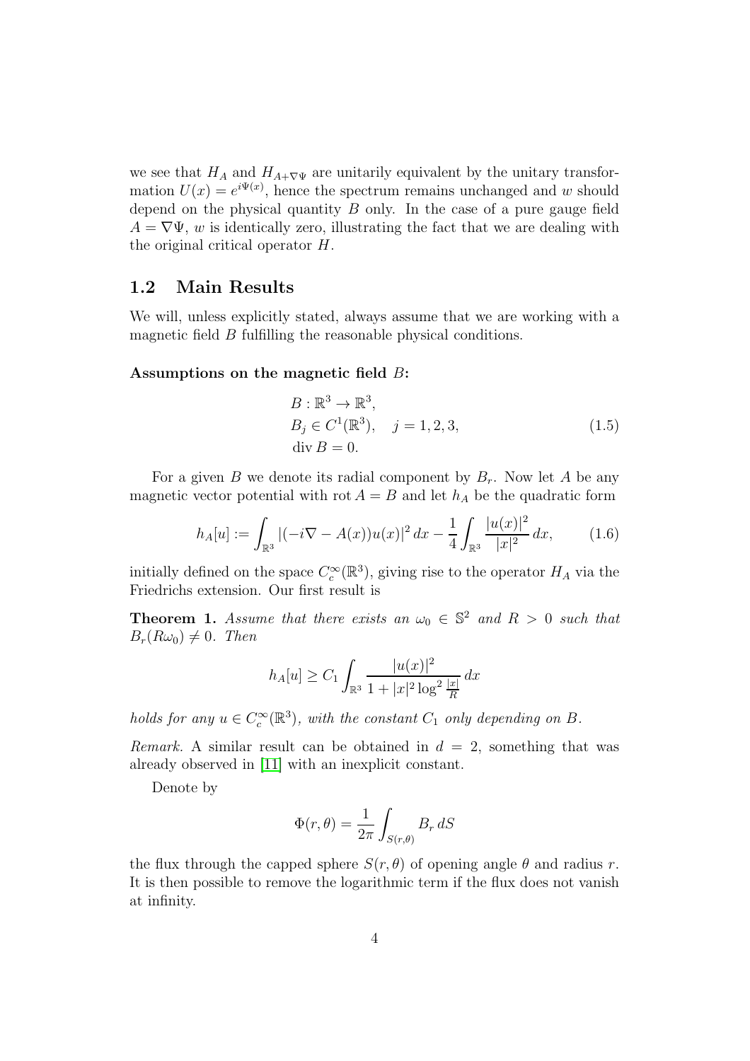we see that $H_A$ and $H_{A+\nabla\Psi}$ are unitarily equivalent by the unitary transformation $U(x) = e^{i\Psi(x)}$, hence the spectrum remains unchanged and $w$ should depend on the physical quantity $B$ only. In the case of a pure gauge field $A = \nabla\Psi$, $w$ is identically zero, illustrating the fact that we are dealing with the original critical operator $H$.

## 1.2 Main Results

We will, unless explicitly stated, always assume that we are working with a magnetic field $B$ fulfilling the reasonable physical conditions.

**Assumptions on the magnetic field $B$:**

$$
\begin{aligned}
&B : \mathbb{R}^3 \to \mathbb{R}^3, \\
&B_j \in C^1(\mathbb{R}^3), \quad j = 1, 2, 3, \\
&\operatorname{div} B = 0.
\end{aligned}
\tag{1.5}
$$

For a given $B$ we denote its radial component by $B_r$. Now let $A$ be any magnetic vector potential with $\operatorname{rot} A = B$ and let $h_A$ be the quadratic form

$$
h_A[u] := \int_{\mathbb{R}^3} |(-i\nabla - A(x))u(x)|^2 \, dx - \frac{1}{4} \int_{\mathbb{R}^3} \frac{|u(x)|^2}{|x|^2} \, dx, \tag{1.6}
$$

initially defined on the space $C_c^\infty(\mathbb{R}^3)$, giving rise to the operator $H_A$ via the Friedrichs extension. Our first result is

**Theorem 1.** *Assume that there exists an $\omega_0 \in \mathbb{S}^2$ and $R > 0$ such that $B_r(R\omega_0) \neq 0$. Then*

$$
h_A[u] \geq C_1 \int_{\mathbb{R}^3} \frac{|u(x)|^2}{1 + |x|^2 \log^2 \frac{|x|}{R}} \, dx
$$

*holds for any $u \in C_c^\infty(\mathbb{R}^3)$, with the constant $C_1$ only depending on $B$.*

*Remark.* A similar result can be obtained in $d = 2$, something that was already observed in [11] with an inexplicit constant.

Denote by

$$
\Phi(r, \theta) = \frac{1}{2\pi} \int_{S(r,\theta)} B_r \, dS
$$

the flux through the capped sphere $S(r, \theta)$ of opening angle $\theta$ and radius $r$. It is then possible to remove the logarithmic term if the flux does not vanish at infinity.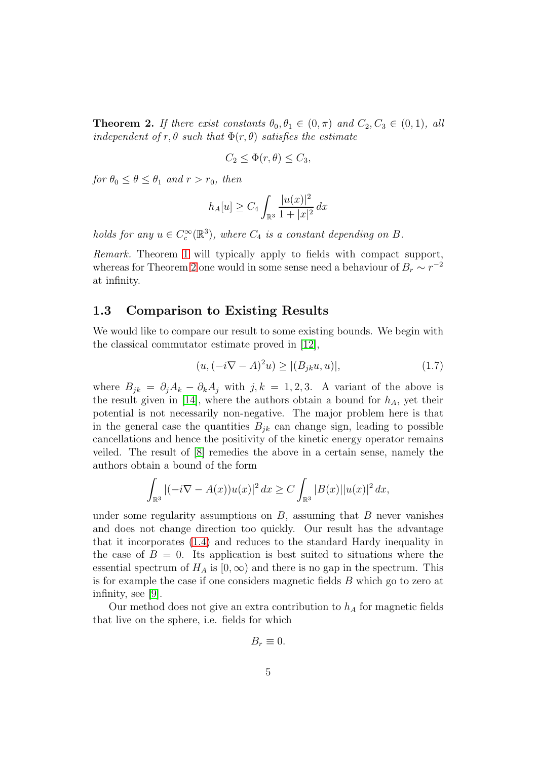**Theorem 2.** *If there exist constants $\theta_0, \theta_1 \in (0, \pi)$ and $C_2, C_3 \in (0, 1)$, all independent of $r, \theta$ such that $\Phi(r, \theta)$ satisfies the estimate*

$$C_2 \le \Phi(r, \theta) \le C_3,$$

*for $\theta_0 \le \theta \le \theta_1$ and $r > r_0$, then*

$$h_A[u] \ge C_4 \int_{\mathbb{R}^3} \frac{|u(x)|^2}{1 + |x|^2} \, dx$$

*holds for any $u \in C_c^\infty(\mathbb{R}^3)$, where $C_4$ is a constant depending on $B$.*

*Remark.* Theorem 1 will typically apply to fields with compact support, whereas for Theorem 2 one would in some sense need a behaviour of $B_r \sim r^{-2}$ at infinity.

### 1.3 Comparison to Existing Results

We would like to compare our result to some existing bounds. We begin with the classical commutator estimate proved in [12],

$$(u, (-i\nabla - A)^2 u) \ge |(B_{jk} u, u)|, \tag{1.7}$$

where $B_{jk} = \partial_j A_k - \partial_k A_j$ with $j, k = 1, 2, 3$. A variant of the above is the result given in [14], where the authors obtain a bound for $h_A$, yet their potential is not necessarily non-negative. The major problem here is that in the general case the quantities $B_{jk}$ can change sign, leading to possible cancellations and hence the positivity of the kinetic energy operator remains veiled. The result of [8] remedies the above in a certain sense, namely the authors obtain a bound of the form

$$\int_{\mathbb{R}^3} |(-i\nabla - A(x))u(x)|^2 \, dx \ge C \int_{\mathbb{R}^3} |B(x)||u(x)|^2 \, dx,$$

under some regularity assumptions on $B$, assuming that $B$ never vanishes and does not change direction too quickly. Our result has the advantage that it incorporates (1.4) and reduces to the standard Hardy inequality in the case of $B = 0$. Its application is best suited to situations where the essential spectrum of $H_A$ is $[0, \infty)$ and there is no gap in the spectrum. This is for example the case if one considers magnetic fields $B$ which go to zero at infinity, see [9].

Our method does not give an extra contribution to $h_A$ for magnetic fields that live on the sphere, i.e. fields for which

$$B_r \equiv 0.$$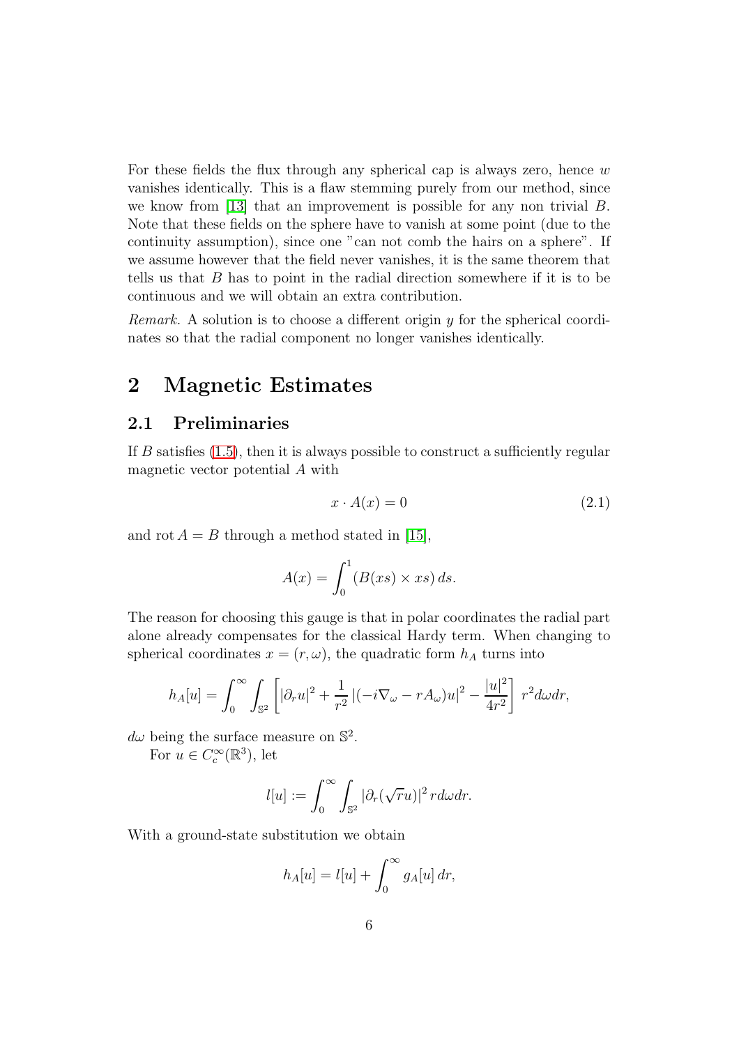For these fields the flux through any spherical cap is always zero, hence $w$ vanishes identically. This is a flaw stemming purely from our method, since we know from [13] that an improvement is possible for any non trivial $B$. Note that these fields on the sphere have to vanish at some point (due to the continuity assumption), since one "can not comb the hairs on a sphere". If we assume however that the field never vanishes, it is the same theorem that tells us that $B$ has to point in the radial direction somewhere if it is to be continuous and we will obtain an extra contribution.

*Remark.* A solution is to choose a different origin $y$ for the spherical coordinates so that the radial component no longer vanishes identically.

# 2 Magnetic Estimates

## 2.1 Preliminaries

If $B$ satisfies (1.5), then it is always possible to construct a sufficiently regular magnetic vector potential $A$ with

$$x \cdot A(x) = 0 \tag{2.1}$$

and $\operatorname{rot} A = B$ through a method stated in [15],

$$A(x) = \int_0^1 (B(xs) \times xs)\, ds.$$

The reason for choosing this gauge is that in polar coordinates the radial part alone already compensates for the classical Hardy term. When changing to spherical coordinates $x = (r, \omega)$, the quadratic form $h_A$ turns into

$$h_A[u] = \int_0^\infty \int_{\mathbb{S}^2} \left[ |\partial_r u|^2 + \frac{1}{r^2} \left|(-i\nabla_\omega - rA_\omega)u\right|^2 - \frac{|u|^2}{4r^2} \right] r^2 d\omega dr,$$

$d\omega$ being the surface measure on $\mathbb{S}^2$.

For $u \in C_c^\infty(\mathbb{R}^3)$, let

$$l[u] := \int_0^\infty \int_{\mathbb{S}^2} |\partial_r(\sqrt{r}u)|^2\, r d\omega dr.$$

With a ground-state substitution we obtain

$$h_A[u] = l[u] + \int_0^\infty g_A[u]\, dr,$$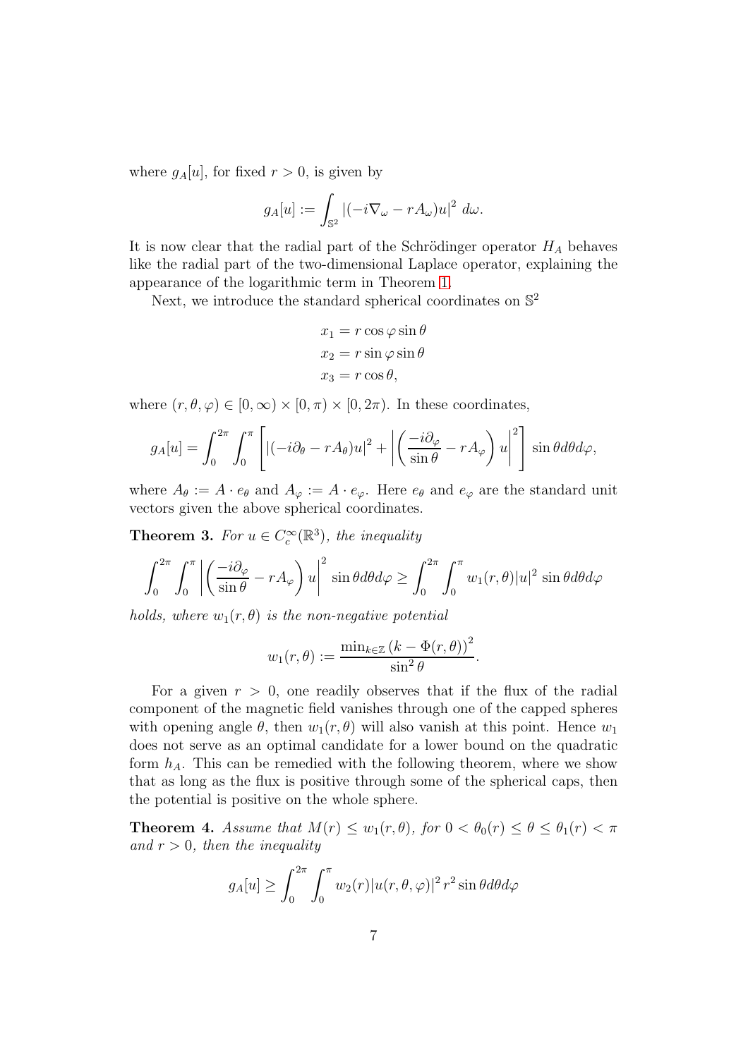where $g_A[u]$, for fixed $r > 0$, is given by

$$g_A[u] := \int_{\mathbb{S}^2} |(-i\nabla_\omega - rA_\omega)u|^2 \, d\omega.$$

It is now clear that the radial part of the Schrödinger operator $H_A$ behaves like the radial part of the two-dimensional Laplace operator, explaining the appearance of the logarithmic term in Theorem 1.

Next, we introduce the standard spherical coordinates on $\mathbb{S}^2$

$$\begin{aligned} x_1 &= r\cos\varphi\sin\theta \\ x_2 &= r\sin\varphi\sin\theta \\ x_3 &= r\cos\theta, \end{aligned}$$

where $(r, \theta, \varphi) \in [0, \infty) \times [0, \pi) \times [0, 2\pi)$. In these coordinates,

$$g_A[u] = \int_0^{2\pi}\int_0^{\pi} \left[ |(-i\partial_\theta - rA_\theta)u|^2 + \left| \left( \frac{-i\partial_\varphi}{\sin\theta} - rA_\varphi \right) u \right|^2 \right] \sin\theta d\theta d\varphi,$$

where $A_\theta := A \cdot e_\theta$ and $A_\varphi := A \cdot e_\varphi$. Here $e_\theta$ and $e_\varphi$ are the standard unit vectors given the above spherical coordinates.

**Theorem 3.** *For $u \in C_c^\infty(\mathbb{R}^3)$, the inequality*

$$\int_0^{2\pi}\int_0^{\pi} \left| \left( \frac{-i\partial_\varphi}{\sin\theta} - rA_\varphi \right) u \right|^2 \sin\theta d\theta d\varphi \geq \int_0^{2\pi}\int_0^{\pi} w_1(r,\theta)|u|^2 \sin\theta d\theta d\varphi$$

*holds, where $w_1(r, \theta)$ is the non-negative potential*

$$w_1(r,\theta) := \frac{\min_{k\in\mathbb{Z}} (k - \Phi(r,\theta))^2}{\sin^2\theta}.$$

For a given $r > 0$, one readily observes that if the flux of the radial component of the magnetic field vanishes through one of the capped spheres with opening angle $\theta$, then $w_1(r, \theta)$ will also vanish at this point. Hence $w_1$ does not serve as an optimal candidate for a lower bound on the quadratic form $h_A$. This can be remedied with the following theorem, where we show that as long as the flux is positive through some of the spherical caps, then the potential is positive on the whole sphere.

**Theorem 4.** *Assume that $M(r) \leq w_1(r, \theta)$, for $0 < \theta_0(r) \leq \theta \leq \theta_1(r) < \pi$ and $r > 0$, then the inequality*

$$g_A[u] \geq \int_0^{2\pi}\int_0^{\pi} w_2(r)|u(r,\theta,\varphi)|^2 r^2 \sin\theta d\theta d\varphi$$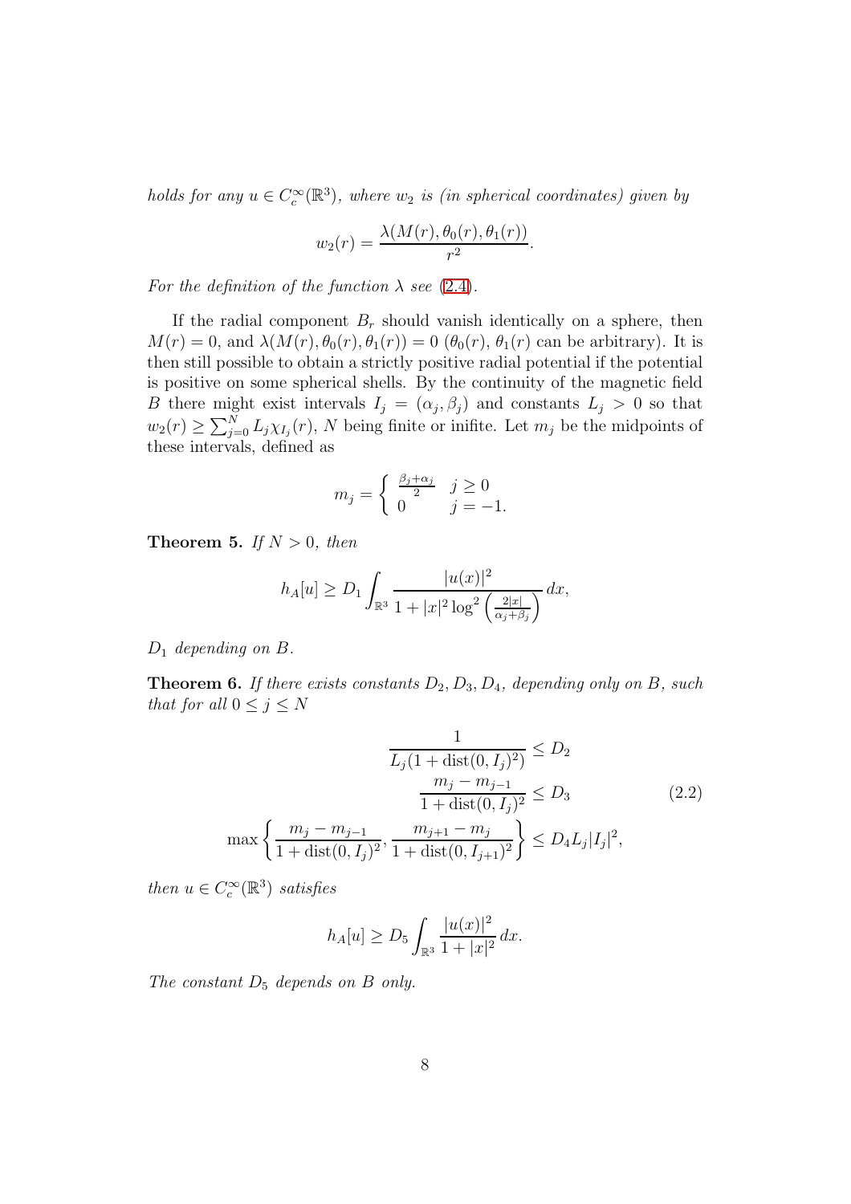*holds for any $u \in C_c^\infty(\mathbb{R}^3)$, where $w_2$ is (in spherical coordinates) given by*

$$w_2(r) = \frac{\lambda(M(r), \theta_0(r), \theta_1(r))}{r^2}.$$

*For the definition of the function $\lambda$ see (2.4).*

If the radial component $B_r$ should vanish identically on a sphere, then $M(r) = 0$, and $\lambda(M(r), \theta_0(r), \theta_1(r)) = 0$ ($\theta_0(r)$, $\theta_1(r)$ can be arbitrary). It is then still possible to obtain a strictly positive radial potential if the potential is positive on some spherical shells. By the continuity of the magnetic field $B$ there might exist intervals $I_j = (\alpha_j, \beta_j)$ and constants $L_j > 0$ so that $w_2(r) \geq \sum_{j=0}^{N} L_j \chi_{I_j}(r)$, $N$ being finite or inifite. Let $m_j$ be the midpoints of these intervals, defined as

$$m_j = \begin{cases} \frac{\beta_j + \alpha_j}{2} & j \geq 0 \\ 0 & j = -1. \end{cases}$$

**Theorem 5.** *If $N > 0$, then*

$$h_A[u] \geq D_1 \int_{\mathbb{R}^3} \frac{|u(x)|^2}{1 + |x|^2 \log^2\left(\frac{2|x|}{\alpha_j + \beta_j}\right)}\, dx,$$

*$D_1$ depending on $B$.*

**Theorem 6.** *If there exists constants $D_2, D_3, D_4$, depending only on $B$, such that for all $0 \leq j \leq N$*

$$\begin{aligned} \frac{1}{L_j(1 + \operatorname{dist}(0, I_j)^2)} &\leq D_2 \\ \frac{m_j - m_{j-1}}{1 + \operatorname{dist}(0, I_j)^2} &\leq D_3 \\ \max\left\{\frac{m_j - m_{j-1}}{1 + \operatorname{dist}(0, I_j)^2}, \frac{m_{j+1} - m_j}{1 + \operatorname{dist}(0, I_{j+1})^2}\right\} &\leq D_4 L_j |I_j|^2, \end{aligned} \tag{2.2}$$

*then $u \in C_c^\infty(\mathbb{R}^3)$ satisfies*

$$h_A[u] \geq D_5 \int_{\mathbb{R}^3} \frac{|u(x)|^2}{1 + |x|^2}\, dx.$$

*The constant $D_5$ depends on $B$ only.*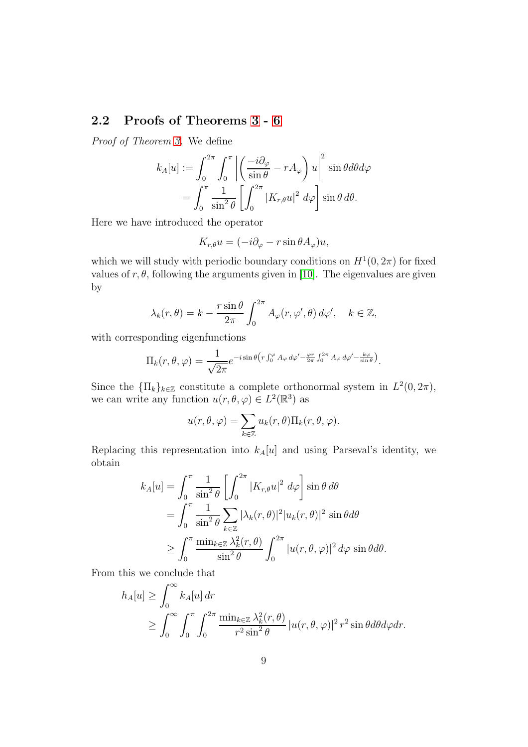## 2.2 Proofs of Theorems 3 - 6

*Proof of Theorem 3.* We define

$$
\begin{aligned}
k_A[u] &:= \int_0^{2\pi} \int_0^{\pi} \left| \left( \frac{-i\partial_\varphi}{\sin\theta} - rA_\varphi \right) u \right|^2 \sin\theta d\theta d\varphi \\
&= \int_0^{\pi} \frac{1}{\sin^2\theta} \left[ \int_0^{2\pi} |K_{r,\theta} u|^2 \, d\varphi \right] \sin\theta \, d\theta.
\end{aligned}
$$

Here we have introduced the operator

$$
K_{r,\theta} u = (-i\partial_\varphi - r\sin\theta A_\varphi) u,
$$

which we will study with periodic boundary conditions on $H^1(0, 2\pi)$ for fixed values of $r, \theta$, following the arguments given in [10]. The eigenvalues are given by

$$
\lambda_k(r,\theta) = k - \frac{r\sin\theta}{2\pi} \int_0^{2\pi} A_\varphi(r, \varphi', \theta) \, d\varphi', \quad k \in \mathbb{Z},
$$

with corresponding eigenfunctions

$$
\Pi_k(r,\theta,\varphi) = \frac{1}{\sqrt{2\pi}} e^{-i\sin\theta\left(r\int_0^{\varphi} A_\varphi \, d\varphi' - \frac{\varphi r}{2\pi}\int_0^{2\pi} A_\varphi \, d\varphi' - \frac{k\varphi}{\sin\theta}\right)}.
$$

Since the $\{\Pi_k\}_{k\in\mathbb{Z}}$ constitute a complete orthonormal system in $L^2(0, 2\pi)$, we can write any function $u(r,\theta,\varphi) \in L^2(\mathbb{R}^3)$ as

$$
u(r,\theta,\varphi) = \sum_{k\in\mathbb{Z}} u_k(r,\theta) \Pi_k(r,\theta,\varphi).
$$

Replacing this representation into $k_A[u]$ and using Parseval's identity, we obtain

$$
\begin{aligned}
k_A[u] &= \int_0^{\pi} \frac{1}{\sin^2\theta} \left[ \int_0^{2\pi} |K_{r,\theta} u|^2 \, d\varphi \right] \sin\theta \, d\theta \\
&= \int_0^{\pi} \frac{1}{\sin^2\theta} \sum_{k\in\mathbb{Z}} |\lambda_k(r,\theta)|^2 |u_k(r,\theta)|^2 \, \sin\theta d\theta \\
&\geq \int_0^{\pi} \frac{\min_{k\in\mathbb{Z}} \lambda_k^2(r,\theta)}{\sin^2\theta} \int_0^{2\pi} |u(r,\theta,\varphi)|^2 \, d\varphi \, \sin\theta d\theta.
\end{aligned}
$$

From this we conclude that

$$
\begin{aligned}
h_A[u] &\geq \int_0^{\infty} k_A[u] \, dr \\
&\geq \int_0^{\infty} \int_0^{\pi} \int_0^{2\pi} \frac{\min_{k\in\mathbb{Z}} \lambda_k^2(r,\theta)}{r^2 \sin^2\theta} |u(r,\theta,\varphi)|^2 \, r^2 \sin\theta d\theta d\varphi dr.
\end{aligned}
$$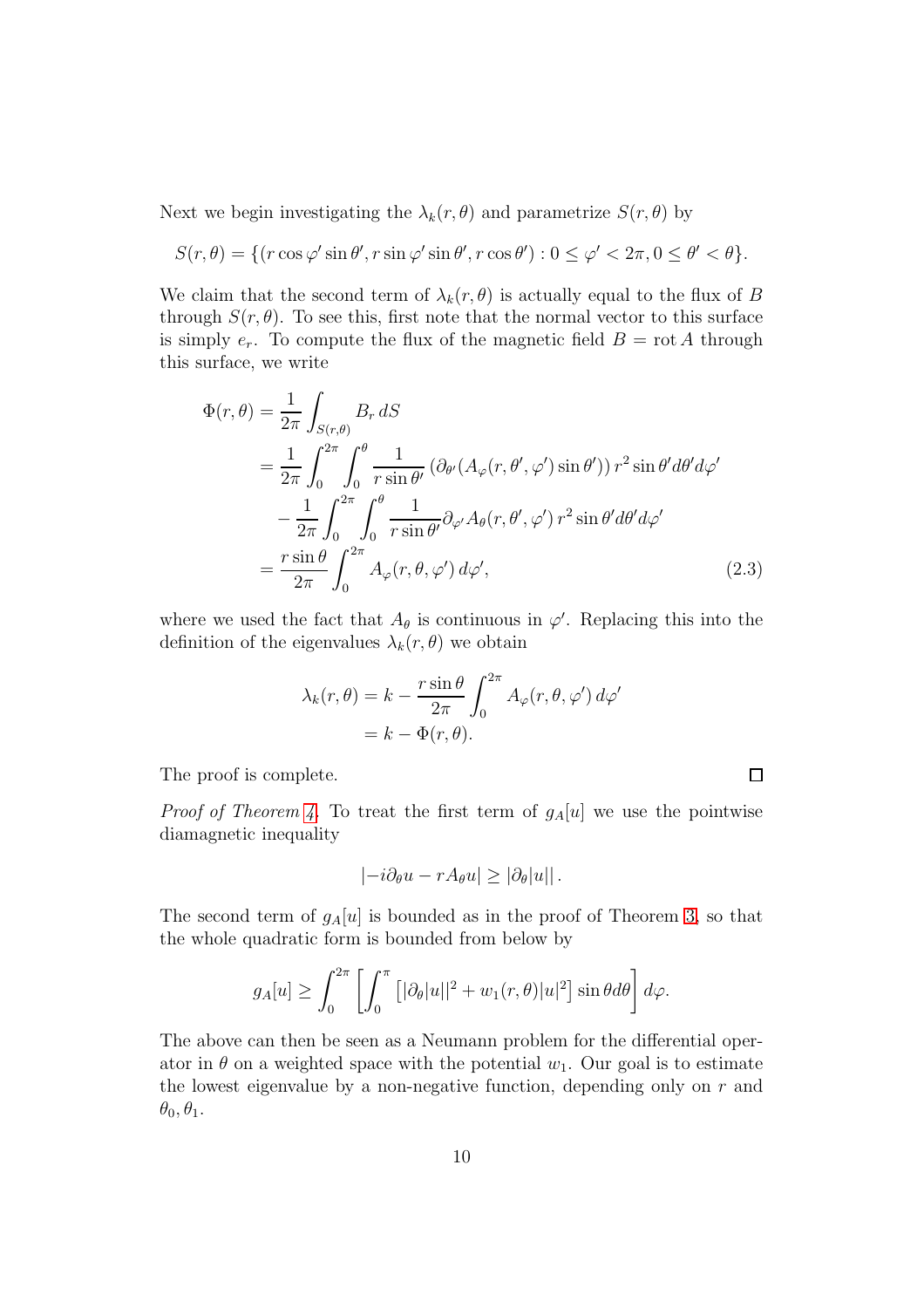Next we begin investigating the $\lambda_k(r,\theta)$ and parametrize $S(r,\theta)$ by

$$S(r,\theta) = \{(r\cos\varphi'\sin\theta', r\sin\varphi'\sin\theta', r\cos\theta') : 0 \leq \varphi' < 2\pi, 0 \leq \theta' < \theta\}.$$

We claim that the second term of $\lambda_k(r,\theta)$ is actually equal to the flux of $B$ through $S(r,\theta)$. To see this, first note that the normal vector to this surface is simply $e_r$. To compute the flux of the magnetic field $B = \operatorname{rot} A$ through this surface, we write

$$\begin{aligned}
\Phi(r,\theta) &= \frac{1}{2\pi}\int_{S(r,\theta)} B_r\, dS \\
&= \frac{1}{2\pi}\int_0^{2\pi}\int_0^{\theta} \frac{1}{r\sin\theta'}\left(\partial_{\theta'}(A_\varphi(r,\theta',\varphi')\sin\theta')\right) r^2\sin\theta' d\theta' d\varphi' \\
&\quad - \frac{1}{2\pi}\int_0^{2\pi}\int_0^{\theta} \frac{1}{r\sin\theta'}\partial_{\varphi'}A_\theta(r,\theta',\varphi')\, r^2\sin\theta' d\theta' d\varphi' \\
&= \frac{r\sin\theta}{2\pi}\int_0^{2\pi} A_\varphi(r,\theta,\varphi')\, d\varphi',
\end{aligned} \tag{2.3}$$

where we used the fact that $A_\theta$ is continuous in $\varphi'$. Replacing this into the definition of the eigenvalues $\lambda_k(r,\theta)$ we obtain

$$\begin{aligned}
\lambda_k(r,\theta) &= k - \frac{r\sin\theta}{2\pi}\int_0^{2\pi} A_\varphi(r,\theta,\varphi')\, d\varphi' \\
&= k - \Phi(r,\theta).
\end{aligned}$$

The proof is complete. ∎

*Proof of Theorem 4.* To treat the first term of $g_A[u]$ we use the pointwise diamagnetic inequality

$$|-i\partial_\theta u - rA_\theta u| \geq |\partial_\theta |u||.$$

The second term of $g_A[u]$ is bounded as in the proof of Theorem 3, so that the whole quadratic form is bounded from below by

$$g_A[u] \geq \int_0^{2\pi}\left[\int_0^{\pi}\left[|\partial_\theta|u||^2 + w_1(r,\theta)|u|^2\right]\sin\theta d\theta\right] d\varphi.$$

The above can then be seen as a Neumann problem for the differential operator in $\theta$ on a weighted space with the potential $w_1$. Our goal is to estimate the lowest eigenvalue by a non-negative function, depending only on $r$ and $\theta_0, \theta_1$.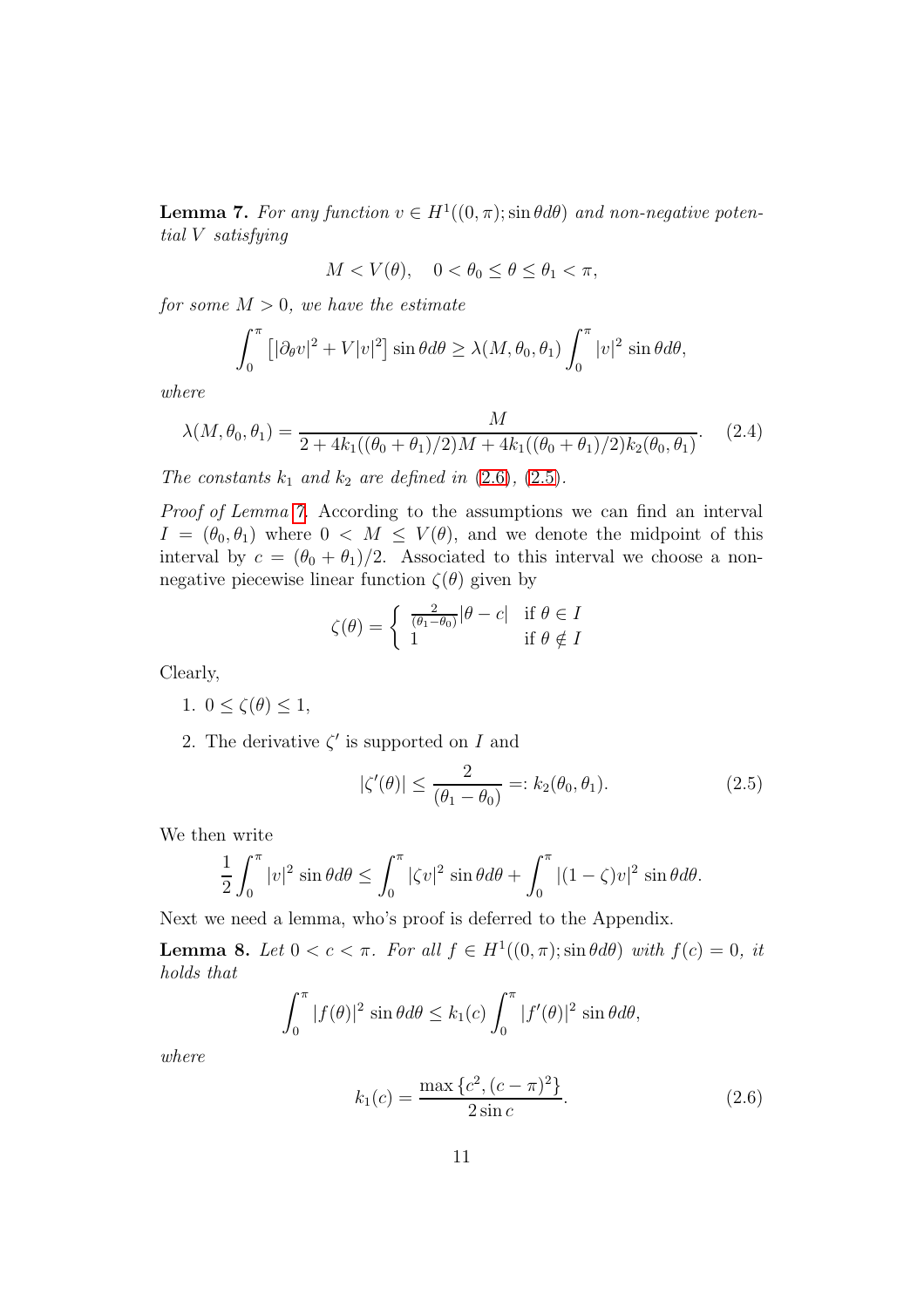**Lemma 7.** *For any function $v \in H^1((0,\pi); \sin\theta d\theta)$ and non-negative potential $V$ satisfying*

$$M < V(\theta), \quad 0 < \theta_0 \leq \theta \leq \theta_1 < \pi,$$

*for some $M > 0$, we have the estimate*

$$\int_0^\pi \left[|\partial_\theta v|^2 + V|v|^2\right] \sin\theta d\theta \geq \lambda(M,\theta_0,\theta_1) \int_0^\pi |v|^2 \sin\theta d\theta,$$

*where*

$$\lambda(M,\theta_0,\theta_1) = \frac{M}{2 + 4k_1((\theta_0+\theta_1)/2)M + 4k_1((\theta_0+\theta_1)/2)k_2(\theta_0,\theta_1)}. \tag{2.4}$$

*The constants $k_1$ and $k_2$ are defined in (2.6), (2.5).*

*Proof of Lemma 7.* According to the assumptions we can find an interval $I = (\theta_0, \theta_1)$ where $0 < M \leq V(\theta)$, and we denote the midpoint of this interval by $c = (\theta_0 + \theta_1)/2$. Associated to this interval we choose a non-negative piecewise linear function $\zeta(\theta)$ given by

$$\zeta(\theta) = \begin{cases} \frac{2}{(\theta_1-\theta_0)}|\theta - c| & \text{if } \theta \in I \\ 1 & \text{if } \theta \notin I \end{cases}$$

Clearly,

1. $0 \leq \zeta(\theta) \leq 1$,
2. The derivative $\zeta'$ is supported on $I$ and

$$|\zeta'(\theta)| \leq \frac{2}{(\theta_1-\theta_0)} =: k_2(\theta_0,\theta_1). \tag{2.5}$$

We then write

$$\frac{1}{2}\int_0^\pi |v|^2 \sin\theta d\theta \leq \int_0^\pi |\zeta v|^2 \sin\theta d\theta + \int_0^\pi |(1-\zeta)v|^2 \sin\theta d\theta.$$

Next we need a lemma, who's proof is deferred to the Appendix.

**Lemma 8.** *Let $0 < c < \pi$. For all $f \in H^1((0,\pi); \sin\theta d\theta)$ with $f(c) = 0$, it holds that*

$$\int_0^\pi |f(\theta)|^2 \sin\theta d\theta \leq k_1(c) \int_0^\pi |f'(\theta)|^2 \sin\theta d\theta,$$

*where*

$$k_1(c) = \frac{\max\{c^2, (c-\pi)^2\}}{2\sin c}. \tag{2.6}$$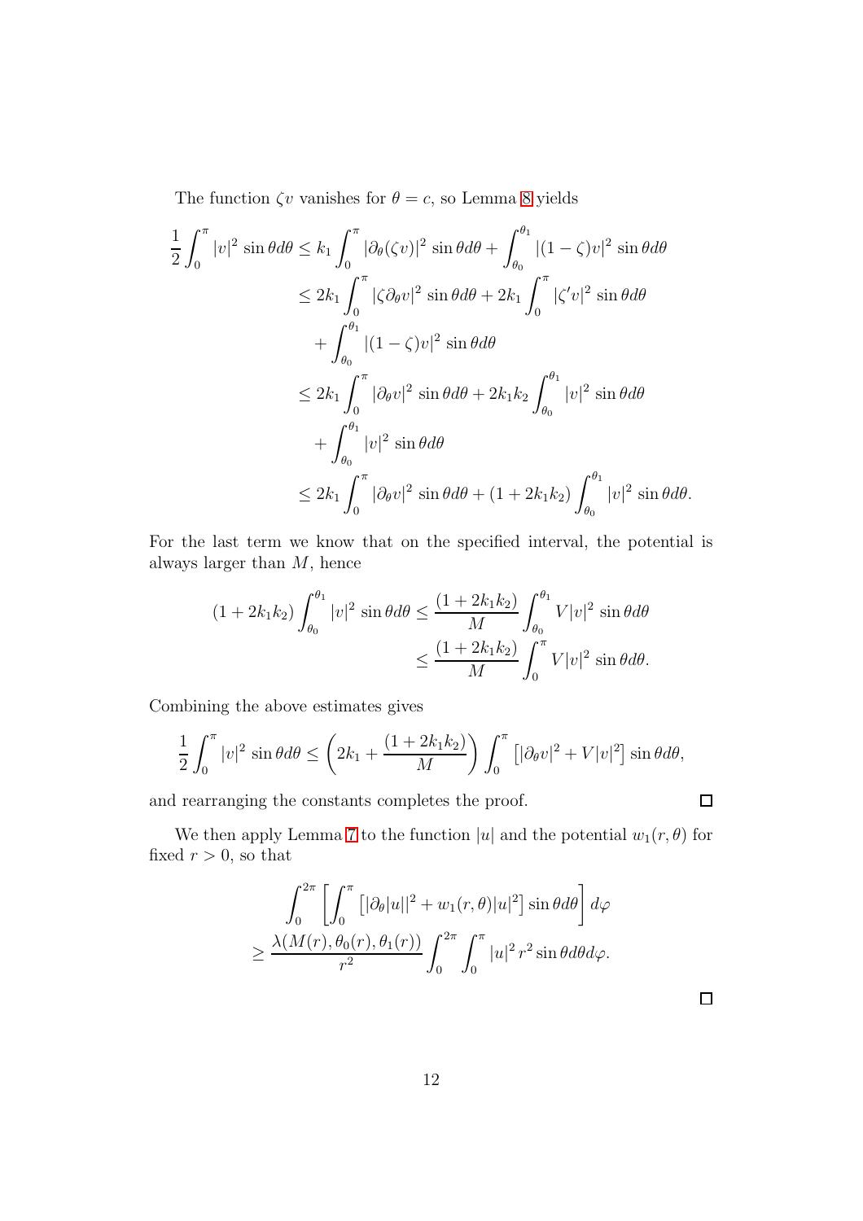The function $\zeta v$ vanishes for $\theta = c$, so Lemma 8 yields

$$
\begin{aligned}
\frac{1}{2}\int_0^\pi |v|^2 \sin\theta d\theta &\le k_1 \int_0^\pi |\partial_\theta(\zeta v)|^2 \sin\theta d\theta + \int_{\theta_0}^{\theta_1} |(1-\zeta)v|^2 \sin\theta d\theta \\
&\le 2k_1 \int_0^\pi |\zeta \partial_\theta v|^2 \sin\theta d\theta + 2k_1 \int_0^\pi |\zeta' v|^2 \sin\theta d\theta \\
&\quad + \int_{\theta_0}^{\theta_1} |(1-\zeta)v|^2 \sin\theta d\theta \\
&\le 2k_1 \int_0^\pi |\partial_\theta v|^2 \sin\theta d\theta + 2k_1 k_2 \int_{\theta_0}^{\theta_1} |v|^2 \sin\theta d\theta \\
&\quad + \int_{\theta_0}^{\theta_1} |v|^2 \sin\theta d\theta \\
&\le 2k_1 \int_0^\pi |\partial_\theta v|^2 \sin\theta d\theta + (1+2k_1k_2) \int_{\theta_0}^{\theta_1} |v|^2 \sin\theta d\theta.
\end{aligned}
$$

For the last term we know that on the specified interval, the potential is always larger than $M$, hence

$$
\begin{aligned}
(1+2k_1k_2) \int_{\theta_0}^{\theta_1} |v|^2 \sin\theta d\theta &\le \frac{(1+2k_1k_2)}{M} \int_{\theta_0}^{\theta_1} V|v|^2 \sin\theta d\theta \\
&\le \frac{(1+2k_1k_2)}{M} \int_0^\pi V|v|^2 \sin\theta d\theta.
\end{aligned}
$$

Combining the above estimates gives

$$
\frac{1}{2}\int_0^\pi |v|^2 \sin\theta d\theta \le \left(2k_1 + \frac{(1+2k_1k_2)}{M}\right) \int_0^\pi \left[|\partial_\theta v|^2 + V|v|^2\right] \sin\theta d\theta,
$$

and rearranging the constants completes the proof. ◻

We then apply Lemma 7 to the function $|u|$ and the potential $w_1(r,\theta)$ for fixed $r > 0$, so that

$$
\begin{aligned}
&\int_0^{2\pi} \left[\int_0^\pi \left[|\partial_\theta |u||^2 + w_1(r,\theta)|u|^2\right] \sin\theta d\theta\right] d\varphi \\
\ge\ &\frac{\lambda(M(r), \theta_0(r), \theta_1(r))}{r^2} \int_0^{2\pi} \int_0^\pi |u|^2 \, r^2 \sin\theta d\theta d\varphi.
\end{aligned}
$$

◻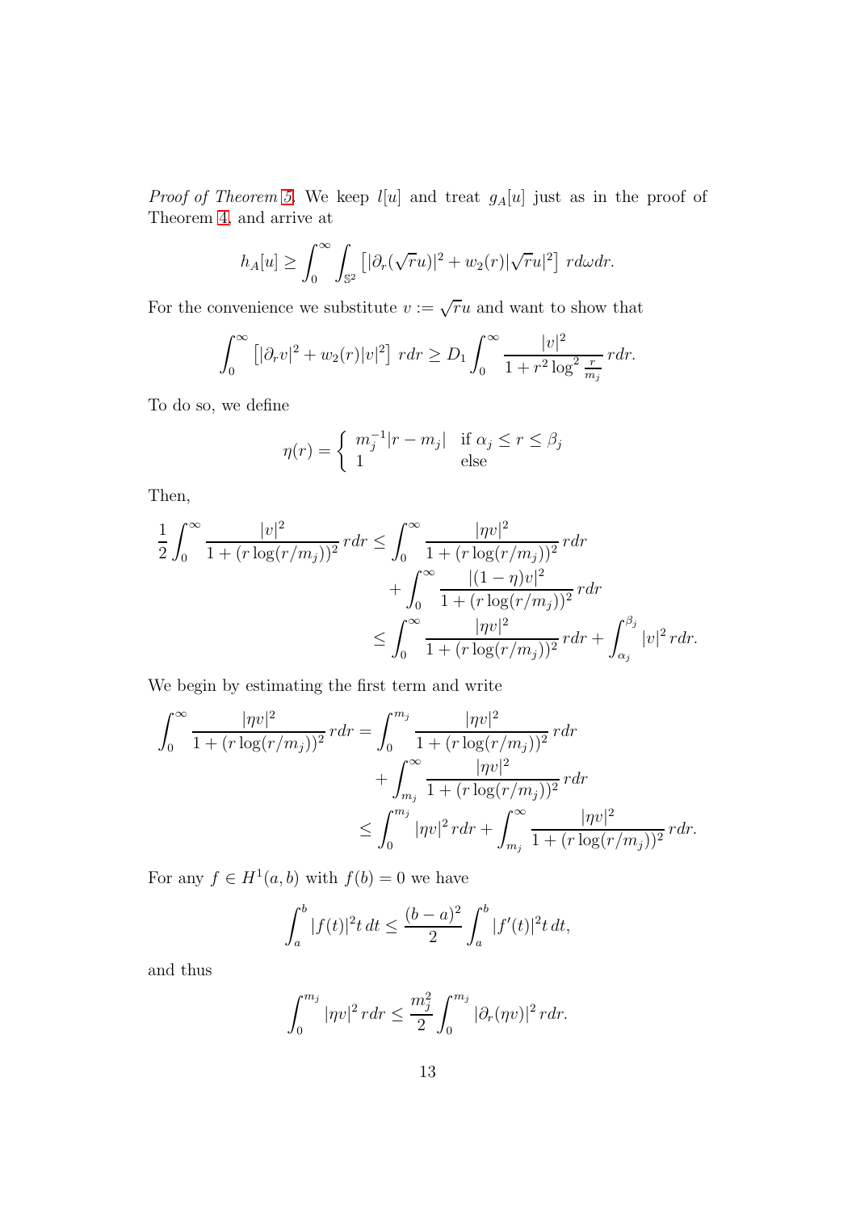*Proof of Theorem 5.* We keep $l[u]$ and treat $g_A[u]$ just as in the proof of Theorem 4, and arrive at

$$h_A[u] \geq \int_0^\infty \int_{\mathbb{S}^2} \left[ |\partial_r(\sqrt{r}u)|^2 + w_2(r)|\sqrt{r}u|^2 \right] \, r d\omega dr.$$

For the convenience we substitute $v := \sqrt{r}u$ and want to show that

$$\int_0^\infty \left[ |\partial_r v|^2 + w_2(r)|v|^2 \right] \, r dr \geq D_1 \int_0^\infty \frac{|v|^2}{1 + r^2 \log^2 \frac{r}{m_j}} \, r dr.$$

To do so, we define

$$\eta(r) = \begin{cases} m_j^{-1}|r - m_j| & \text{if } \alpha_j \leq r \leq \beta_j \\ 1 & \text{else} \end{cases}$$

Then,

$$\begin{aligned} \frac{1}{2} \int_0^\infty \frac{|v|^2}{1 + (r \log(r/m_j))^2} \, r dr &\leq \int_0^\infty \frac{|\eta v|^2}{1 + (r \log(r/m_j))^2} \, r dr \\ &\quad + \int_0^\infty \frac{|(1-\eta)v|^2}{1 + (r \log(r/m_j))^2} \, r dr \\ &\leq \int_0^\infty \frac{|\eta v|^2}{1 + (r \log(r/m_j))^2} \, r dr + \int_{\alpha_j}^{\beta_j} |v|^2 \, r dr. \end{aligned}$$

We begin by estimating the first term and write

$$\begin{aligned} \int_0^\infty \frac{|\eta v|^2}{1 + (r \log(r/m_j))^2} \, r dr &= \int_0^{m_j} \frac{|\eta v|^2}{1 + (r \log(r/m_j))^2} \, r dr \\ &\quad + \int_{m_j}^\infty \frac{|\eta v|^2}{1 + (r \log(r/m_j))^2} \, r dr \\ &\leq \int_0^{m_j} |\eta v|^2 \, r dr + \int_{m_j}^\infty \frac{|\eta v|^2}{1 + (r \log(r/m_j))^2} \, r dr. \end{aligned}$$

For any $f \in H^1(a, b)$ with $f(b) = 0$ we have

$$\int_a^b |f(t)|^2 t \, dt \leq \frac{(b-a)^2}{2} \int_a^b |f'(t)|^2 t \, dt,$$

and thus

$$\int_0^{m_j} |\eta v|^2 \, r dr \leq \frac{m_j^2}{2} \int_0^{m_j} |\partial_r(\eta v)|^2 \, r dr.$$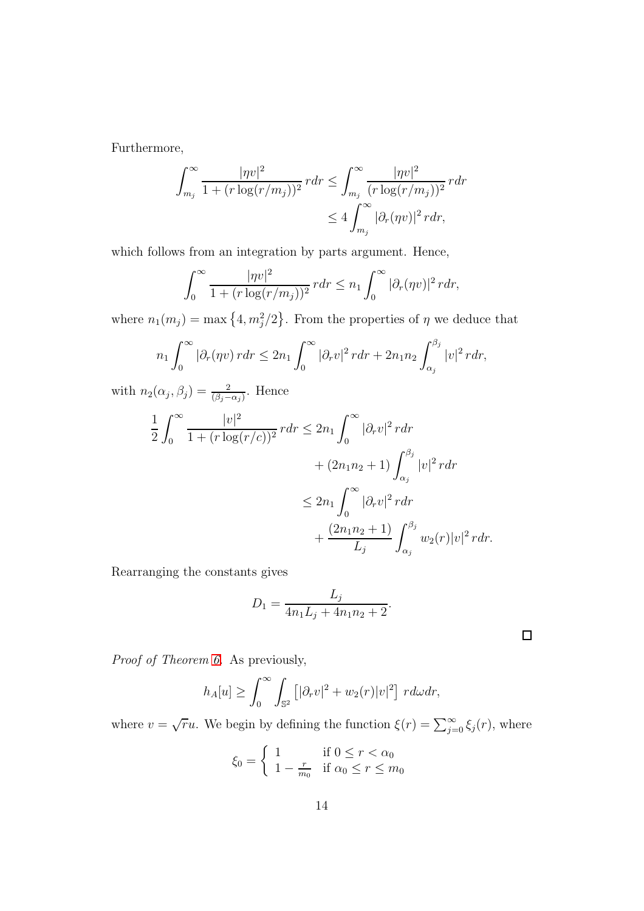Furthermore,

$$\int_{m_j}^{\infty} \frac{|\eta v|^2}{1+(r\log(r/m_j))^2}\, rdr \leq \int_{m_j}^{\infty} \frac{|\eta v|^2}{(r\log(r/m_j))^2}\, rdr$$
$$\leq 4\int_{m_j}^{\infty} |\partial_r(\eta v)|^2\, rdr,$$

which follows from an integration by parts argument. Hence,

$$\int_{0}^{\infty} \frac{|\eta v|^2}{1+(r\log(r/m_j))^2}\, rdr \leq n_1 \int_0^{\infty} |\partial_r(\eta v)|^2\, rdr,$$

where $n_1(m_j) = \max\left\{4, m_j^2/2\right\}$. From the properties of $\eta$ we deduce that

$$n_1 \int_0^{\infty} |\partial_r(\eta v)\, rdr \leq 2n_1 \int_0^{\infty} |\partial_r v|^2\, rdr + 2n_1 n_2 \int_{\alpha_j}^{\beta_j} |v|^2\, rdr,$$

with $n_2(\alpha_j, \beta_j) = \frac{2}{(\beta_j - \alpha_j)}$. Hence

$$\begin{aligned}
\frac{1}{2}\int_0^{\infty} \frac{|v|^2}{1+(r\log(r/c))^2}\, rdr &\leq 2n_1 \int_0^{\infty} |\partial_r v|^2\, rdr \\
&\quad + (2n_1 n_2 + 1) \int_{\alpha_j}^{\beta_j} |v|^2\, rdr \\
&\leq 2n_1 \int_0^{\infty} |\partial_r v|^2\, rdr \\
&\quad + \frac{(2n_1 n_2 + 1)}{L_j} \int_{\alpha_j}^{\beta_j} w_2(r)|v|^2\, rdr.
\end{aligned}$$

Rearranging the constants gives

$$D_1 = \frac{L_j}{4n_1 L_j + 4n_1 n_2 + 2}.$$

□

*Proof of Theorem 6.* As previously,

$$h_A[u] \geq \int_0^{\infty} \int_{\mathbb{S}^2} \left[ |\partial_r v|^2 + w_2(r)|v|^2 \right] \, rd\omega dr,$$

where $v = \sqrt{r}u$. We begin by defining the function $\xi(r) = \sum_{j=0}^{\infty} \xi_j(r)$, where

$$\xi_0 = \begin{cases} 1 & \text{if } 0 \leq r < \alpha_0 \\ 1 - \frac{r}{m_0} & \text{if } \alpha_0 \leq r \leq m_0 \end{cases}$$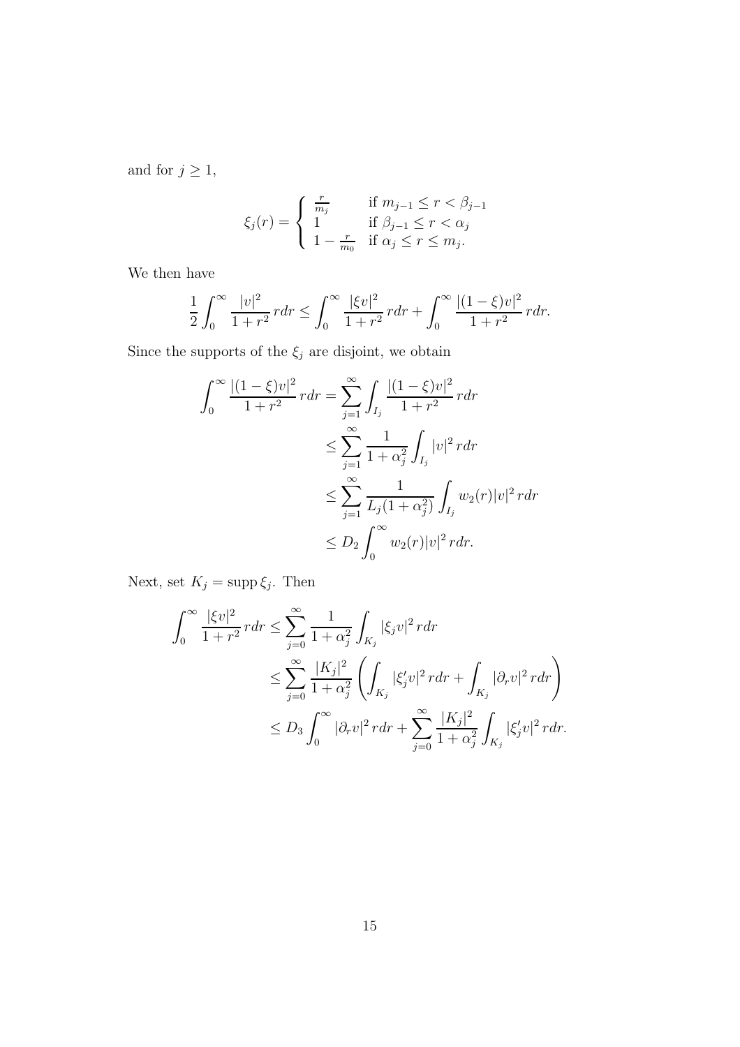and for $j \geq 1$,

$$
\xi_j(r) = \begin{cases} \frac{r}{m_j} & \text{if } m_{j-1} \leq r < \beta_{j-1} \\ 1 & \text{if } \beta_{j-1} \leq r < \alpha_j \\ 1 - \frac{r}{m_0} & \text{if } \alpha_j \leq r \leq m_j. \end{cases}
$$

We then have

$$
\frac{1}{2} \int_0^\infty \frac{|v|^2}{1+r^2}\, r dr \leq \int_0^\infty \frac{|\xi v|^2}{1+r^2}\, r dr + \int_0^\infty \frac{|(1-\xi) v|^2}{1+r^2}\, r dr.
$$

Since the supports of the $\xi_j$ are disjoint, we obtain

$$
\begin{aligned}
\int_0^\infty \frac{|(1-\xi)v|^2}{1+r^2}\, r dr &= \sum_{j=1}^\infty \int_{I_j} \frac{|(1-\xi)v|^2}{1+r^2}\, r dr \\
&\leq \sum_{j=1}^\infty \frac{1}{1+\alpha_j^2} \int_{I_j} |v|^2\, r dr \\
&\leq \sum_{j=1}^\infty \frac{1}{L_j(1+\alpha_j^2)} \int_{I_j} w_2(r) |v|^2\, r dr \\
&\leq D_2 \int_0^\infty w_2(r) |v|^2\, r dr.
\end{aligned}
$$

Next, set $K_j = \operatorname{supp} \xi_j$. Then

$$
\begin{aligned}
\int_0^\infty \frac{|\xi v|^2}{1+r^2}\, r dr &\leq \sum_{j=0}^\infty \frac{1}{1+\alpha_j^2} \int_{K_j} |\xi_j v|^2\, r dr \\
&\leq \sum_{j=0}^\infty \frac{|K_j|^2}{1+\alpha_j^2} \left( \int_{K_j} |\xi_j' v|^2\, r dr + \int_{K_j} |\partial_r v|^2\, r dr \right) \\
&\leq D_3 \int_0^\infty |\partial_r v|^2\, r dr + \sum_{j=0}^\infty \frac{|K_j|^2}{1+\alpha_j^2} \int_{K_j} |\xi_j' v|^2\, r dr.
\end{aligned}
$$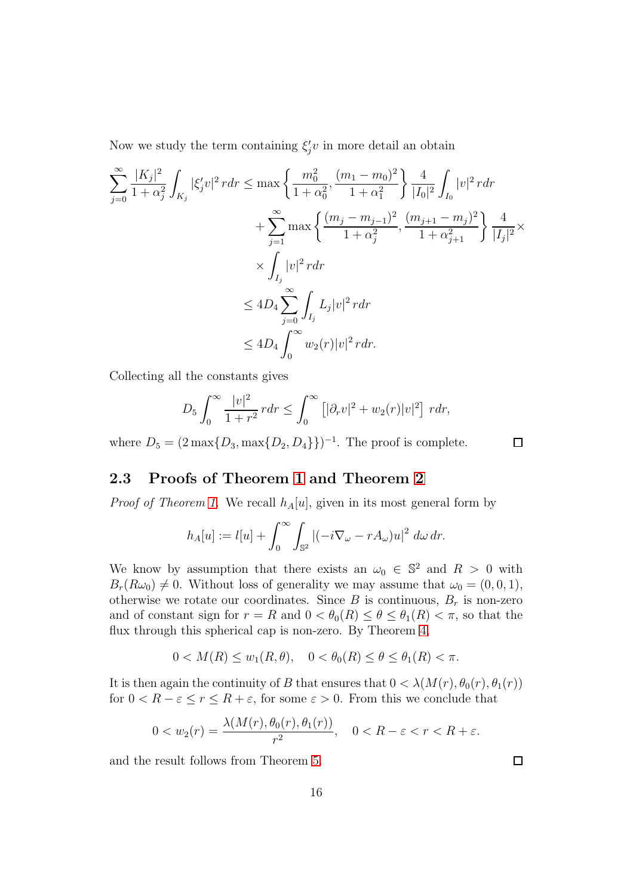Now we study the term containing $\xi_j' v$ in more detail an obtain

$$
\begin{aligned}
\sum_{j=0}^{\infty} \frac{|K_j|^2}{1+\alpha_j^2} \int_{K_j} |\xi_j' v|^2 \, r dr &\leq \max\left\{ \frac{m_0^2}{1+\alpha_0^2}, \frac{(m_1 - m_0)^2}{1+\alpha_1^2} \right\} \frac{4}{|I_0|^2} \int_{I_0} |v|^2 \, r dr \\
&\quad + \sum_{j=1}^{\infty} \max\left\{ \frac{(m_j - m_{j-1})^2}{1+\alpha_j^2}, \frac{(m_{j+1} - m_j)^2}{1+\alpha_{j+1}^2} \right\} \frac{4}{|I_j|^2} \times \\
&\quad \times \int_{I_j} |v|^2 \, r dr \\
&\leq 4 D_4 \sum_{j=0}^{\infty} \int_{I_j} L_j |v|^2 \, r dr \\
&\leq 4 D_4 \int_0^{\infty} w_2(r) |v|^2 \, r dr.
\end{aligned}
$$

Collecting all the constants gives

$$
D_5 \int_0^{\infty} \frac{|v|^2}{1+r^2} \, r dr \leq \int_0^{\infty} \left[ |\partial_r v|^2 + w_2(r) |v|^2 \right] \, r dr,
$$

where $D_5 = (2 \max\{D_3, \max\{D_2, D_4\}\})^{-1}$. The proof is complete. $\square$

## 2.3 Proofs of Theorem 1 and Theorem 2

*Proof of Theorem 1.* We recall $h_A[u]$, given in its most general form by

$$
h_A[u] := l[u] + \int_0^{\infty} \int_{\mathbb{S}^2} |(-i\nabla_\omega - rA_\omega)u|^2 \, d\omega \, dr.
$$

We know by assumption that there exists an $\omega_0 \in \mathbb{S}^2$ and $R > 0$ with $B_r(R\omega_0) \neq 0$. Without loss of generality we may assume that $\omega_0 = (0, 0, 1)$, otherwise we rotate our coordinates. Since $B$ is continuous, $B_r$ is non-zero and of constant sign for $r = R$ and $0 < \theta_0(R) \leq \theta \leq \theta_1(R) < \pi$, so that the flux through this spherical cap is non-zero. By Theorem 4,

$$
0 < M(R) \leq w_1(R, \theta), \quad 0 < \theta_0(R) \leq \theta \leq \theta_1(R) < \pi.
$$

It is then again the continuity of $B$ that ensures that $0 < \lambda(M(r), \theta_0(r), \theta_1(r))$ for $0 < R - \varepsilon \leq r \leq R + \varepsilon$, for some $\varepsilon > 0$. From this we conclude that

$$
0 < w_2(r) = \frac{\lambda(M(r), \theta_0(r), \theta_1(r))}{r^2}, \quad 0 < R - \varepsilon < r < R + \varepsilon.
$$

and the result follows from Theorem 5. $\square$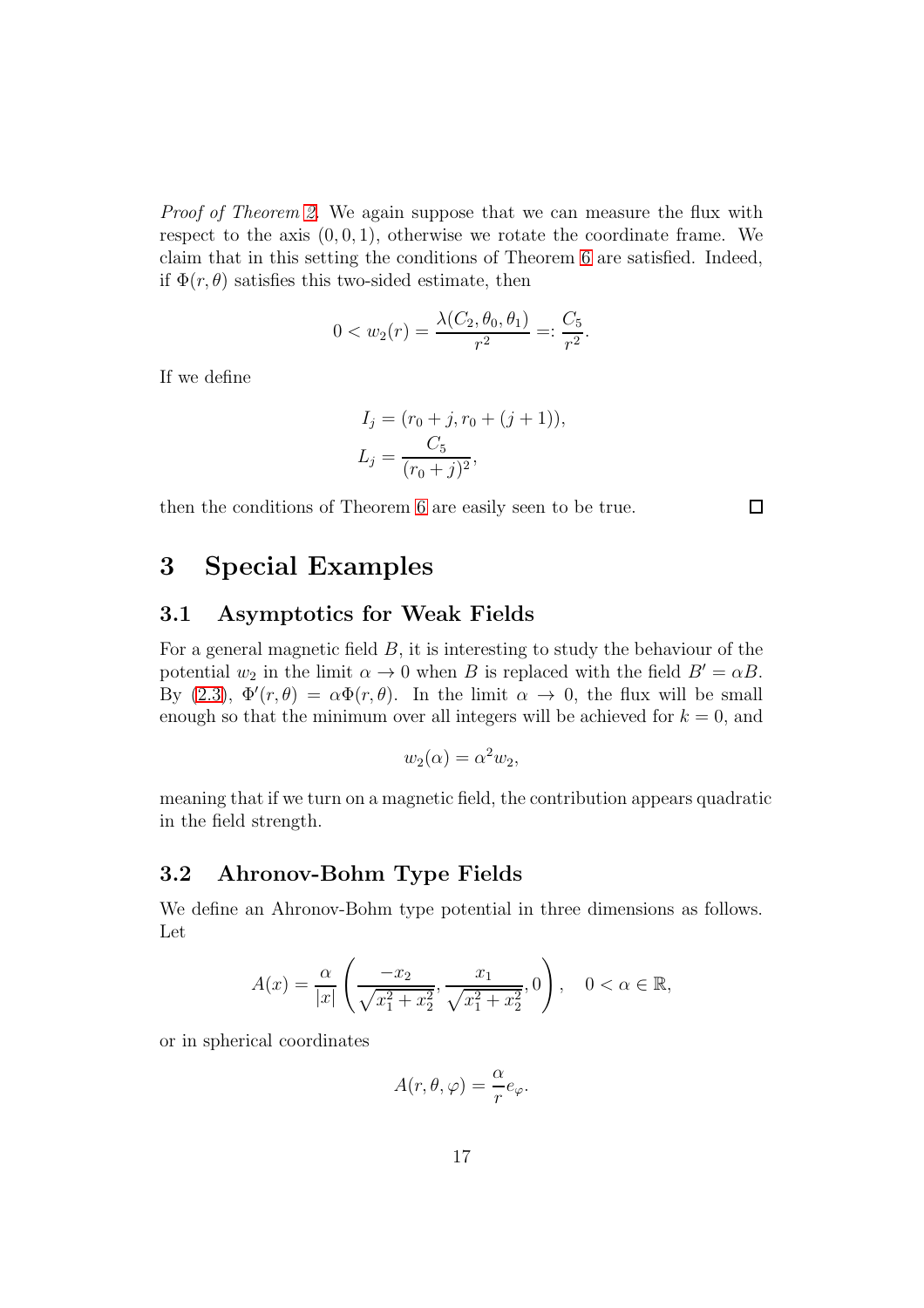*Proof of Theorem 2.* We again suppose that we can measure the flux with respect to the axis $(0, 0, 1)$, otherwise we rotate the coordinate frame. We claim that in this setting the conditions of Theorem 6 are satisfied. Indeed, if $\Phi(r, \theta)$ satisfies this two-sided estimate, then

$$0 < w_2(r) = \frac{\lambda(C_2, \theta_0, \theta_1)}{r^2} =: \frac{C_5}{r^2}.$$

If we define

$$I_j = (r_0 + j, r_0 + (j + 1)),$$
$$L_j = \frac{C_5}{(r_0 + j)^2},$$

then the conditions of Theorem 6 are easily seen to be true. □

# 3 Special Examples

## 3.1 Asymptotics for Weak Fields

For a general magnetic field $B$, it is interesting to study the behaviour of the potential $w_2$ in the limit $\alpha \to 0$ when $B$ is replaced with the field $B' = \alpha B$. By (2.3), $\Phi'(r, \theta) = \alpha \Phi(r, \theta)$. In the limit $\alpha \to 0$, the flux will be small enough so that the minimum over all integers will be achieved for $k = 0$, and

$$w_2(\alpha) = \alpha^2 w_2,$$

meaning that if we turn on a magnetic field, the contribution appears quadratic in the field strength.

## 3.2 Ahronov-Bohm Type Fields

We define an Ahronov-Bohm type potential in three dimensions as follows. Let

$$A(x) = \frac{\alpha}{|x|} \left( \frac{-x_2}{\sqrt{x_1^2 + x_2^2}}, \frac{x_1}{\sqrt{x_1^2 + x_2^2}}, 0 \right), \quad 0 < \alpha \in \mathbb{R},$$

or in spherical coordinates

$$A(r, \theta, \varphi) = \frac{\alpha}{r} e_\varphi.$$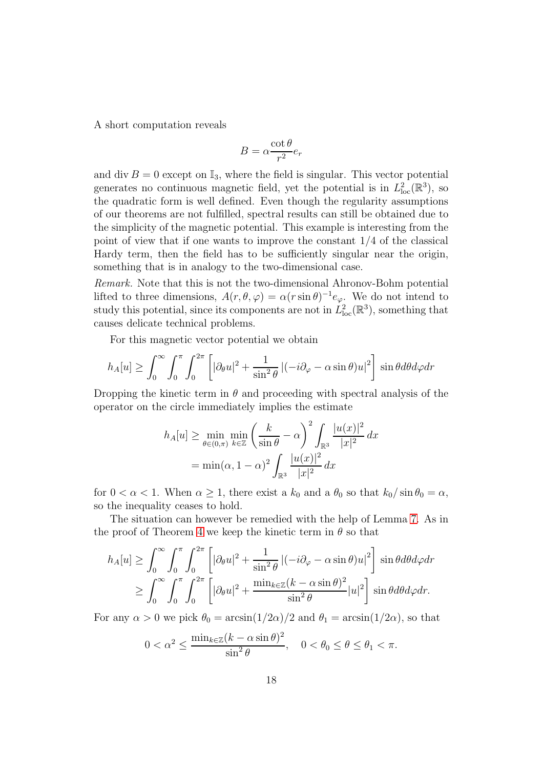A short computation reveals

$$B = \alpha \frac{\cot \theta}{r^2} e_r$$

and $\operatorname{div} B = 0$ except on $\mathbb{I}_3$, where the field is singular. This vector potential generates no continuous magnetic field, yet the potential is in $L^2_{\mathrm{loc}}(\mathbb{R}^3)$, so the quadratic form is well defined. Even though the regularity assumptions of our theorems are not fulfilled, spectral results can still be obtained due to the simplicity of the magnetic potential. This example is interesting from the point of view that if one wants to improve the constant $1/4$ of the classical Hardy term, then the field has to be sufficiently singular near the origin, something that is in analogy to the two-dimensional case.

*Remark.* Note that this is not the two-dimensional Ahronov-Bohm potential lifted to three dimensions, $A(r, \theta, \varphi) = \alpha (r \sin \theta)^{-1} e_\varphi$. We do not intend to study this potential, since its components are not in $L^2_{\mathrm{loc}}(\mathbb{R}^3)$, something that causes delicate technical problems.

For this magnetic vector potential we obtain

$$h_A[u] \geq \int_0^\infty \int_0^\pi \int_0^{2\pi} \left[ |\partial_\theta u|^2 + \frac{1}{\sin^2 \theta} \left| (-i\partial_\varphi - \alpha \sin \theta) u \right|^2 \right] \sin \theta d\theta d\varphi dr$$

Dropping the kinetic term in $\theta$ and proceeding with spectral analysis of the operator on the circle immediately implies the estimate

$$\begin{aligned} h_A[u] &\geq \min_{\theta \in (0,\pi)} \min_{k \in \mathbb{Z}} \left( \frac{k}{\sin \theta} - \alpha \right)^2 \int_{\mathbb{R}^3} \frac{|u(x)|^2}{|x|^2} \, dx \\ &= \min(\alpha, 1 - \alpha)^2 \int_{\mathbb{R}^3} \frac{|u(x)|^2}{|x|^2} \, dx \end{aligned}$$

for $0 < \alpha < 1$. When $\alpha \geq 1$, there exist a $k_0$ and a $\theta_0$ so that $k_0 / \sin \theta_0 = \alpha$, so the inequality ceases to hold.

The situation can however be remedied with the help of Lemma 7. As in the proof of Theorem 4 we keep the kinetic term in $\theta$ so that

$$\begin{aligned} h_A[u] &\geq \int_0^\infty \int_0^\pi \int_0^{2\pi} \left[ |\partial_\theta u|^2 + \frac{1}{\sin^2 \theta} \left| (-i\partial_\varphi - \alpha \sin \theta) u \right|^2 \right] \sin \theta d\theta d\varphi dr \\ &\geq \int_0^\infty \int_0^\pi \int_0^{2\pi} \left[ |\partial_\theta u|^2 + \frac{\min_{k \in \mathbb{Z}} (k - \alpha \sin \theta)^2}{\sin^2 \theta} |u|^2 \right] \sin \theta d\theta d\varphi dr. \end{aligned}$$

For any $\alpha > 0$ we pick $\theta_0 = \arcsin(1/2\alpha)/2$ and $\theta_1 = \arcsin(1/2\alpha)$, so that

$$0 < \alpha^2 \leq \frac{\min_{k \in \mathbb{Z}} (k - \alpha \sin \theta)^2}{\sin^2 \theta}, \quad 0 < \theta_0 \leq \theta \leq \theta_1 < \pi.$$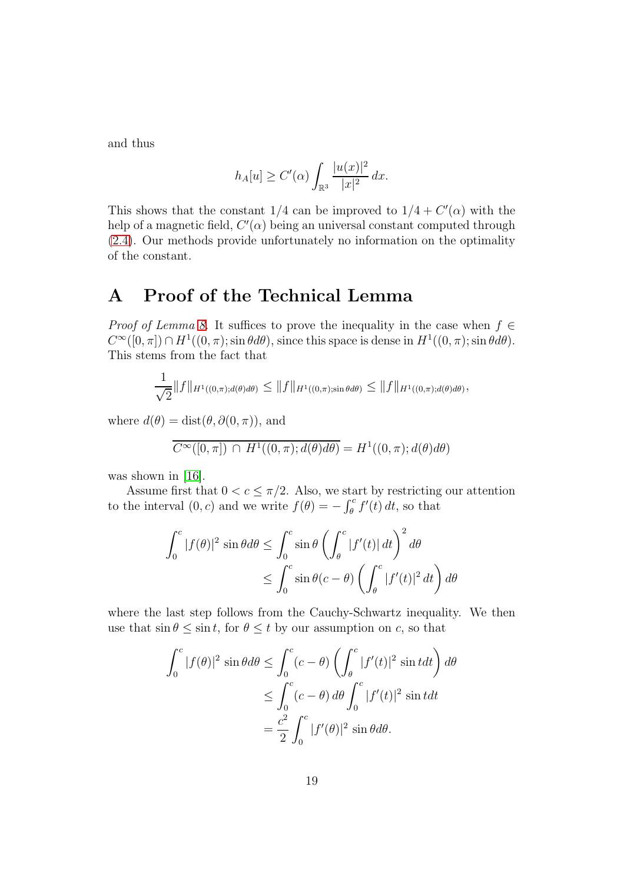and thus

$$h_A[u] \geq C'(\alpha) \int_{\mathbb{R}^3} \frac{|u(x)|^2}{|x|^2}\, dx.$$

This shows that the constant $1/4$ can be improved to $1/4 + C'(\alpha)$ with the help of a magnetic field, $C'(\alpha)$ being an universal constant computed through (2.4). Our methods provide unfortunately no information on the optimality of the constant.

# A Proof of the Technical Lemma

*Proof of Lemma 8.* It suffices to prove the inequality in the case when $f \in C^\infty([0,\pi]) \cap H^1((0,\pi); \sin\theta d\theta)$, since this space is dense in $H^1((0,\pi); \sin\theta d\theta)$. This stems from the fact that

$$\frac{1}{\sqrt{2}} \|f\|_{H^1((0,\pi);d(\theta)d\theta)} \leq \|f\|_{H^1((0,\pi);\sin\theta d\theta)} \leq \|f\|_{H^1((0,\pi);d(\theta)d\theta)},$$

where $d(\theta) = \operatorname{dist}(\theta, \partial(0,\pi))$, and

$$\overline{C^\infty([0,\pi]) \,\cap\, H^1((0,\pi); d(\theta)d\theta)} = H^1((0,\pi); d(\theta)d\theta)$$

was shown in [16].

Assume first that $0 < c \leq \pi/2$. Also, we start by restricting our attention to the interval $(0,c)$ and we write $f(\theta) = -\int_\theta^c f'(t)\, dt$, so that

$$\begin{aligned}
\int_0^c |f(\theta)|^2 \sin\theta d\theta &\leq \int_0^c \sin\theta \left( \int_\theta^c |f'(t)|\, dt \right)^2 d\theta \\
&\leq \int_0^c \sin\theta (c-\theta) \left( \int_\theta^c |f'(t)|^2\, dt \right) d\theta
\end{aligned}$$

where the last step follows from the Cauchy-Schwartz inequality. We then use that $\sin\theta \leq \sin t$, for $\theta \leq t$ by our assumption on $c$, so that

$$\begin{aligned}
\int_0^c |f(\theta)|^2 \sin\theta d\theta &\leq \int_0^c (c-\theta) \left( \int_\theta^c |f'(t)|^2 \sin t dt \right) d\theta \\
&\leq \int_0^c (c-\theta)\, d\theta \int_0^c |f'(t)|^2 \sin t dt \\
&= \frac{c^2}{2} \int_0^c |f'(\theta)|^2 \sin\theta d\theta.
\end{aligned}$$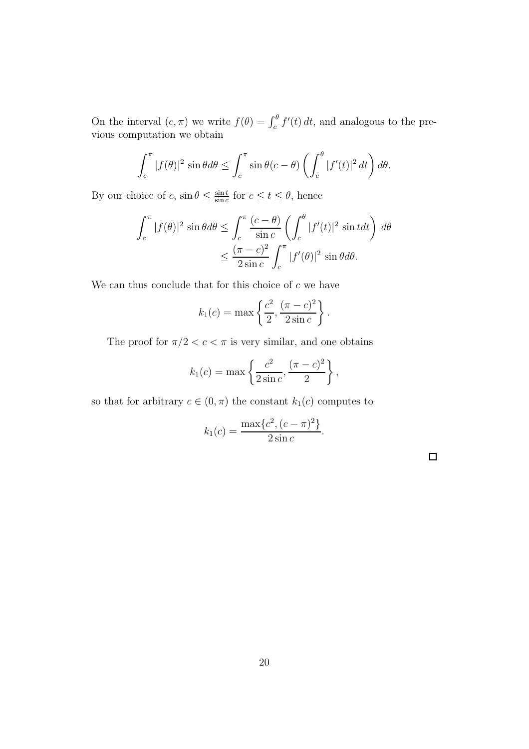On the interval $(c, \pi)$ we write $f(\theta) = \int_c^\theta f'(t)\,dt$, and analogous to the previous computation we obtain

$$\int_c^\pi |f(\theta)|^2 \sin\theta d\theta \leq \int_c^\pi \sin\theta (c-\theta) \left( \int_c^\theta |f'(t)|^2 \, dt \right) d\theta.$$

By our choice of $c$, $\sin\theta \leq \frac{\sin t}{\sin c}$ for $c \leq t \leq \theta$, hence

$$\begin{aligned} \int_c^\pi |f(\theta)|^2 \sin\theta d\theta &\leq \int_c^\pi \frac{(c-\theta)}{\sin c} \left( \int_c^\theta |f'(t)|^2 \sin t dt \right) \, d\theta \\ &\leq \frac{(\pi-c)^2}{2\sin c} \int_c^\pi |f'(\theta)|^2 \sin\theta d\theta. \end{aligned}$$

We can thus conclude that for this choice of $c$ we have

$$k_1(c) = \max\left\{ \frac{c^2}{2}, \frac{(\pi-c)^2}{2\sin c} \right\}.$$

The proof for $\pi/2 < c < \pi$ is very similar, and one obtains

$$k_1(c) = \max\left\{ \frac{c^2}{2\sin c}, \frac{(\pi-c)^2}{2} \right\},$$

so that for arbitrary $c \in (0, \pi)$ the constant $k_1(c)$ computes to

$$k_1(c) = \frac{\max\{c^2, (c-\pi)^2\}}{2\sin c}.$$

□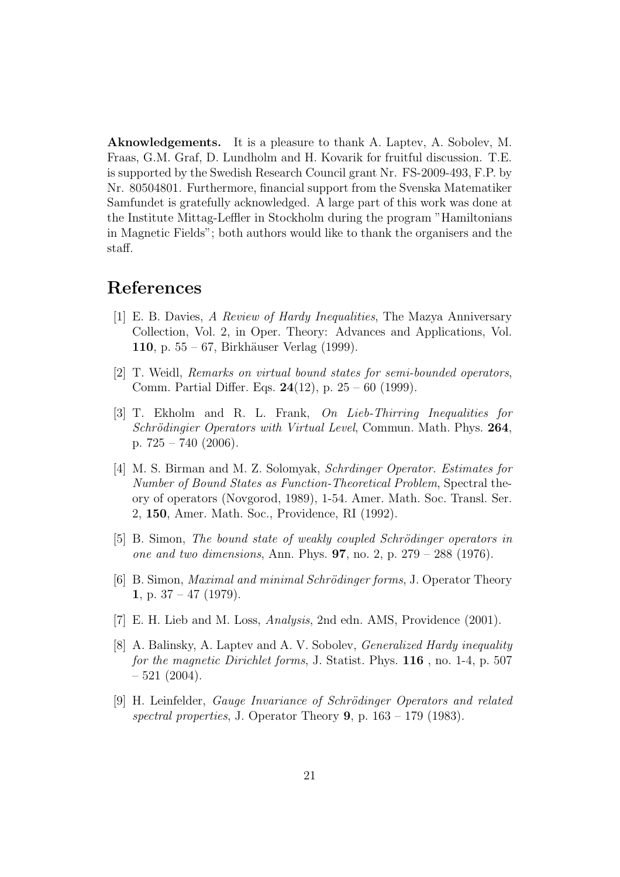**Aknowledgements.** It is a pleasure to thank A. Laptev, A. Sobolev, M. Fraas, G.M. Graf, D. Lundholm and H. Kovarik for fruitful discussion. T.E. is supported by the Swedish Research Council grant Nr. FS-2009-493, F.P. by Nr. 80504801. Furthermore, financial support from the Svenska Matematiker Samfundet is gratefully acknowledged. A large part of this work was done at the Institute Mittag-Leffler in Stockholm during the program "Hamiltonians in Magnetic Fields"; both authors would like to thank the organisers and the staff.

# References

[1] E. B. Davies, *A Review of Hardy Inequalities*, The Mazya Anniversary Collection, Vol. 2, in Oper. Theory: Advances and Applications, Vol. **110**, p. 55 – 67, Birkhäuser Verlag (1999).

[2] T. Weidl, *Remarks on virtual bound states for semi-bounded operators*, Comm. Partial Differ. Eqs. **24**(12), p. 25 – 60 (1999).

[3] T. Ekholm and R. L. Frank, *On Lieb-Thirring Inequalities for Schrödingier Operators with Virtual Level*, Commun. Math. Phys. **264**, p. 725 – 740 (2006).

[4] M. S. Birman and M. Z. Solomyak, *Schrdinger Operator. Estimates for Number of Bound States as Function-Theoretical Problem*, Spectral theory of operators (Novgorod, 1989), 1-54. Amer. Math. Soc. Transl. Ser. 2, **150**, Amer. Math. Soc., Providence, RI (1992).

[5] B. Simon, *The bound state of weakly coupled Schrödinger operators in one and two dimensions*, Ann. Phys. **97**, no. 2, p. 279 – 288 (1976).

[6] B. Simon, *Maximal and minimal Schrödinger forms*, J. Operator Theory **1**, p. 37 – 47 (1979).

[7] E. H. Lieb and M. Loss, *Analysis*, 2nd edn. AMS, Providence (2001).

[8] A. Balinsky, A. Laptev and A. V. Sobolev, *Generalized Hardy inequality for the magnetic Dirichlet forms*, J. Statist. Phys. **116** , no. 1-4, p. 507 – 521 (2004).

[9] H. Leinfelder, *Gauge Invariance of Schrödinger Operators and related spectral properties*, J. Operator Theory **9**, p. 163 – 179 (1983).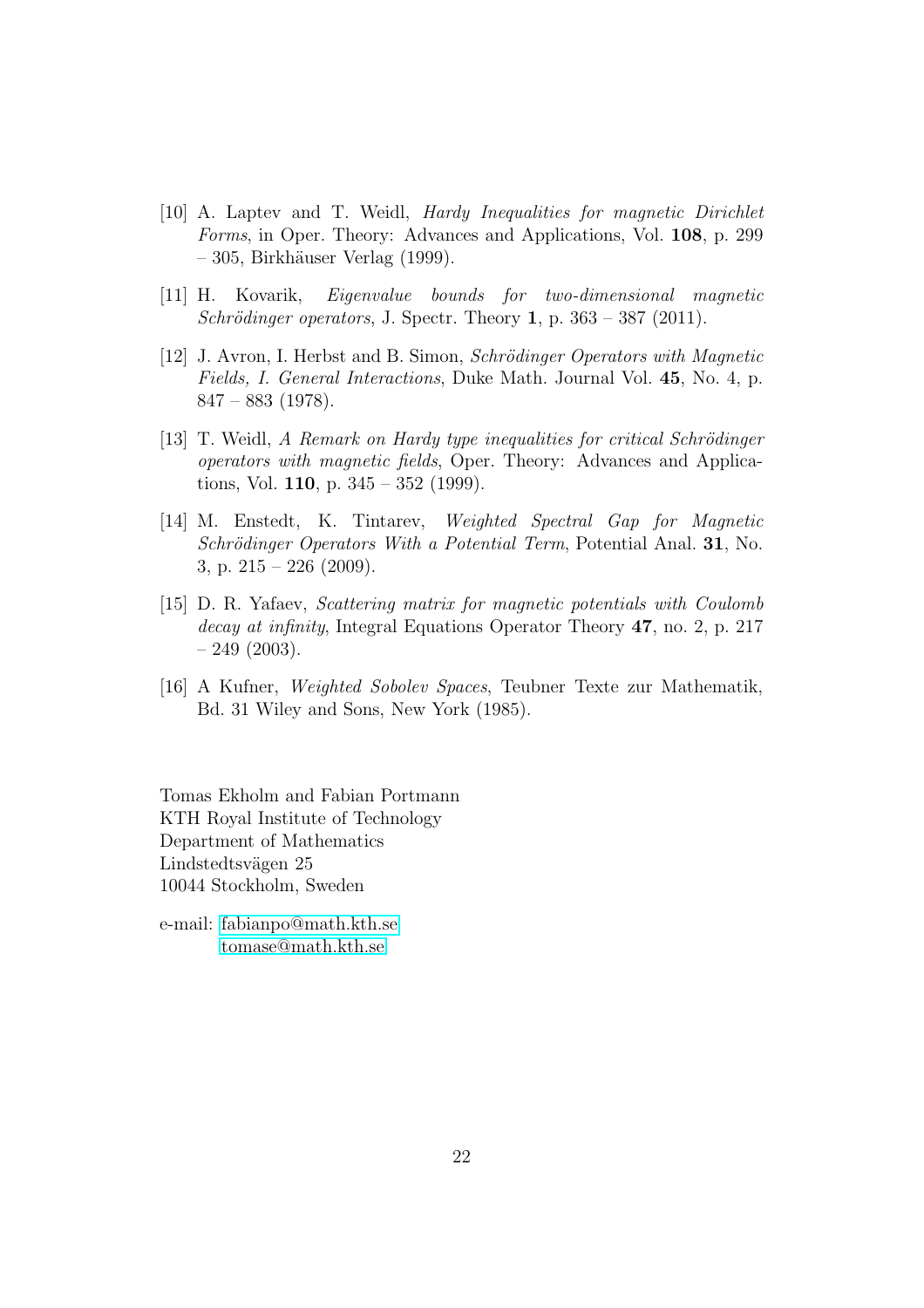[10] A. Laptev and T. Weidl, *Hardy Inequalities for magnetic Dirichlet Forms*, in Oper. Theory: Advances and Applications, Vol. **108**, p. 299 – 305, Birkhäuser Verlag (1999).

[11] H. Kovarik, *Eigenvalue bounds for two-dimensional magnetic Schrödinger operators*, J. Spectr. Theory **1**, p. 363 – 387 (2011).

[12] J. Avron, I. Herbst and B. Simon, *Schrödinger Operators with Magnetic Fields, I. General Interactions*, Duke Math. Journal Vol. **45**, No. 4, p. 847 – 883 (1978).

[13] T. Weidl, *A Remark on Hardy type inequalities for critical Schrödinger operators with magnetic fields*, Oper. Theory: Advances and Applications, Vol. **110**, p. 345 – 352 (1999).

[14] M. Enstedt, K. Tintarev, *Weighted Spectral Gap for Magnetic Schrödinger Operators With a Potential Term*, Potential Anal. **31**, No. 3, p. 215 – 226 (2009).

[15] D. R. Yafaev, *Scattering matrix for magnetic potentials with Coulomb decay at infinity*, Integral Equations Operator Theory **47**, no. 2, p. 217 – 249 (2003).

[16] A Kufner, *Weighted Sobolev Spaces*, Teubner Texte zur Mathematik, Bd. 31 Wiley and Sons, New York (1985).

Tomas Ekholm and Fabian Portmann
KTH Royal Institute of Technology
Department of Mathematics
Lindstedtsvägen 25
10044 Stockholm, Sweden

e-mail: fabianpo@math.kth.se
tomase@math.kth.se